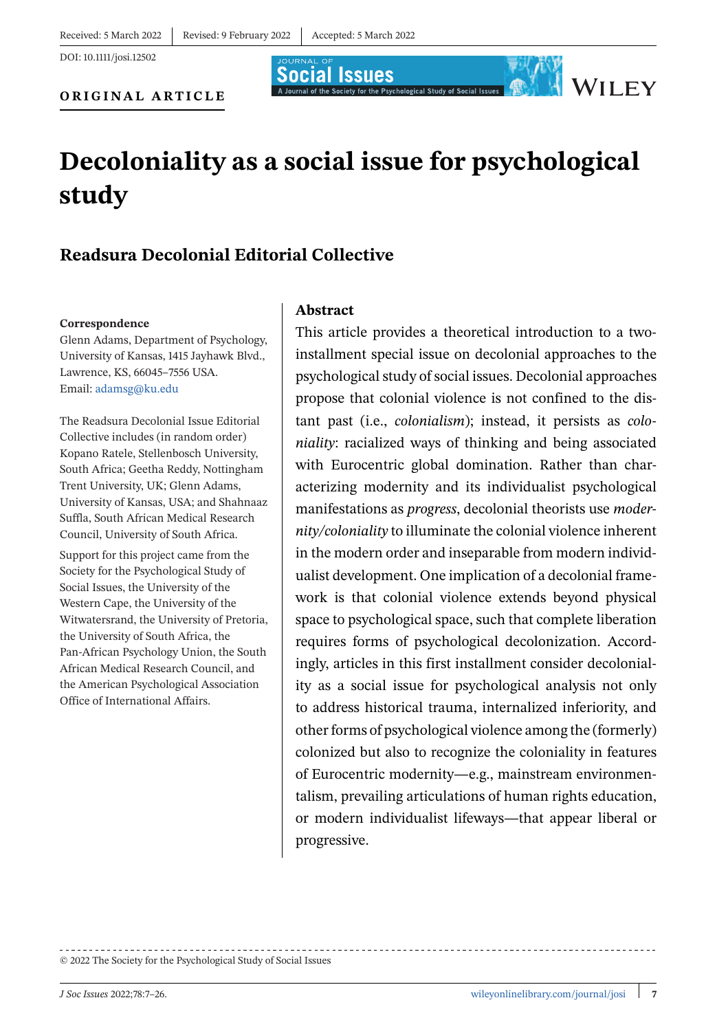Received: 5 March 2022 | Revised: 9 February 2022 | Accepted: 5 March 2022

DOI: 10.1111/josi.12502

**ORIGINAL ARTICLE**

# Decoloniality as a social issue for psychological study

## Readsura Decolonial Editorial Collective

**Correspondence**
Glenn Adams, Department of Psychology, University of Kansas, 1415 Jayhawk Blvd., Lawrence, KS, 66045–7556 USA.
Email: adamsg@ku.edu

The Readsura Decolonial Issue Editorial Collective includes (in random order) Kopano Ratele, Stellenbosch University, South Africa; Geetha Reddy, Nottingham Trent University, UK; Glenn Adams, University of Kansas, USA; and Shahnaaz Suffla, South African Medical Research Council, University of South Africa.

Support for this project came from the Society for the Psychological Study of Social Issues, the University of the Western Cape, the University of the Witwatersrand, the University of Pretoria, the University of South Africa, the Pan-African Psychology Union, the South African Medical Research Council, and the American Psychological Association Office of International Affairs.

### Abstract

This article provides a theoretical introduction to a two-installment special issue on decolonial approaches to the psychological study of social issues. Decolonial approaches propose that colonial violence is not confined to the distant past (i.e., *colonialism*); instead, it persists as *coloniality*: racialized ways of thinking and being associated with Eurocentric global domination. Rather than characterizing modernity and its individualist psychological manifestations as *progress*, decolonial theorists use *modernity/coloniality* to illuminate the colonial violence inherent in the modern order and inseparable from modern individualist development. One implication of a decolonial framework is that colonial violence extends beyond physical space to psychological space, such that complete liberation requires forms of psychological decolonization. Accordingly, articles in this first installment consider decoloniality as a social issue for psychological analysis not only to address historical trauma, internalized inferiority, and other forms of psychological violence among the (formerly) colonized but also to recognize the coloniality in features of Eurocentric modernity—e.g., mainstream environmentalism, prevailing articulations of human rights education, or modern individualist lifeways—that appear liberal or progressive.

© 2022 The Society for the Psychological Study of Social Issues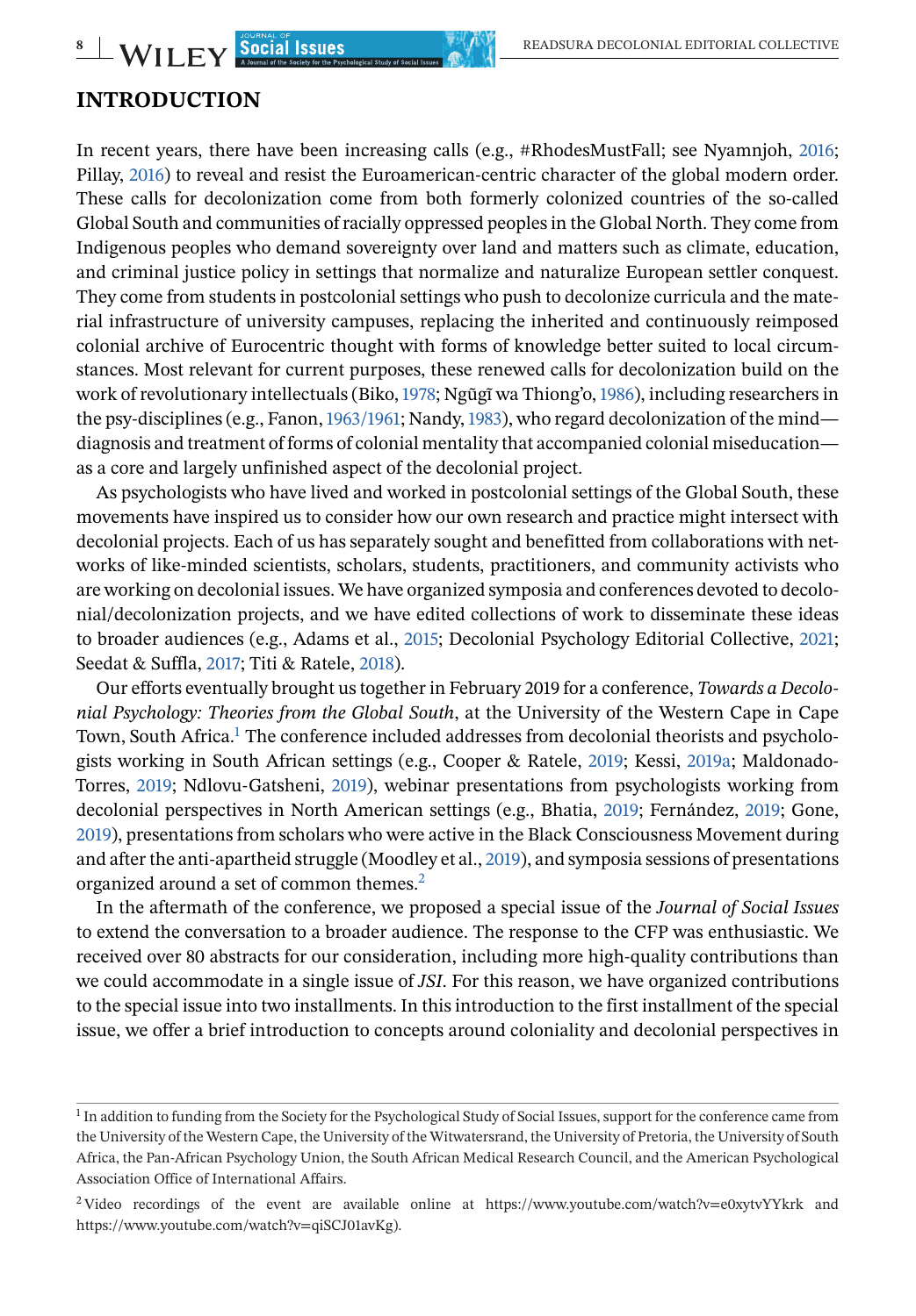## INTRODUCTION

In recent years, there have been increasing calls (e.g., #RhodesMustFall; see Nyamnjoh, 2016; Pillay, 2016) to reveal and resist the Euroamerican-centric character of the global modern order. These calls for decolonization come from both formerly colonized countries of the so-called Global South and communities of racially oppressed peoples in the Global North. They come from Indigenous peoples who demand sovereignty over land and matters such as climate, education, and criminal justice policy in settings that normalize and naturalize European settler conquest. They come from students in postcolonial settings who push to decolonize curricula and the material infrastructure of university campuses, replacing the inherited and continuously reimposed colonial archive of Eurocentric thought with forms of knowledge better suited to local circumstances. Most relevant for current purposes, these renewed calls for decolonization build on the work of revolutionary intellectuals (Biko, 1978; Ngũgĩ wa Thiong'o, 1986), including researchers in the psy-disciplines (e.g., Fanon, 1963/1961; Nandy, 1983), who regard decolonization of the mind—diagnosis and treatment of forms of colonial mentality that accompanied colonial miseducation—as a core and largely unfinished aspect of the decolonial project.

As psychologists who have lived and worked in postcolonial settings of the Global South, these movements have inspired us to consider how our own research and practice might intersect with decolonial projects. Each of us has separately sought and benefitted from collaborations with networks of like-minded scientists, scholars, students, practitioners, and community activists who are working on decolonial issues. We have organized symposia and conferences devoted to decolonial/decolonization projects, and we have edited collections of work to disseminate these ideas to broader audiences (e.g., Adams et al., 2015; Decolonial Psychology Editorial Collective, 2021; Seedat & Suffla, 2017; Titi & Ratele, 2018).

Our efforts eventually brought us together in February 2019 for a conference, *Towards a Decolonial Psychology: Theories from the Global South*, at the University of the Western Cape in Cape Town, South Africa.[1] The conference included addresses from decolonial theorists and psychologists working in South African settings (e.g., Cooper & Ratele, 2019; Kessi, 2019a; Maldonado-Torres, 2019; Ndlovu-Gatsheni, 2019), webinar presentations from psychologists working from decolonial perspectives in North American settings (e.g., Bhatia, 2019; Fernández, 2019; Gone, 2019), presentations from scholars who were active in the Black Consciousness Movement during and after the anti-apartheid struggle (Moodley et al., 2019), and symposia sessions of presentations organized around a set of common themes.[2]

In the aftermath of the conference, we proposed a special issue of the *Journal of Social Issues* to extend the conversation to a broader audience. The response to the CFP was enthusiastic. We received over 80 abstracts for our consideration, including more high-quality contributions than we could accommodate in a single issue of *JSI*. For this reason, we have organized contributions to the special issue into two installments. In this introduction to the first installment of the special issue, we offer a brief introduction to concepts around coloniality and decolonial perspectives in

---

[1] In addition to funding from the Society for the Psychological Study of Social Issues, support for the conference came from the University of the Western Cape, the University of the Witwatersrand, the University of Pretoria, the University of South Africa, the Pan-African Psychology Union, the South African Medical Research Council, and the American Psychological Association Office of International Affairs.

[2] Video recordings of the event are available online at https://www.youtube.com/watch?v=e0xytvYYkrk and https://www.youtube.com/watch?v=qiSCJ01avKg).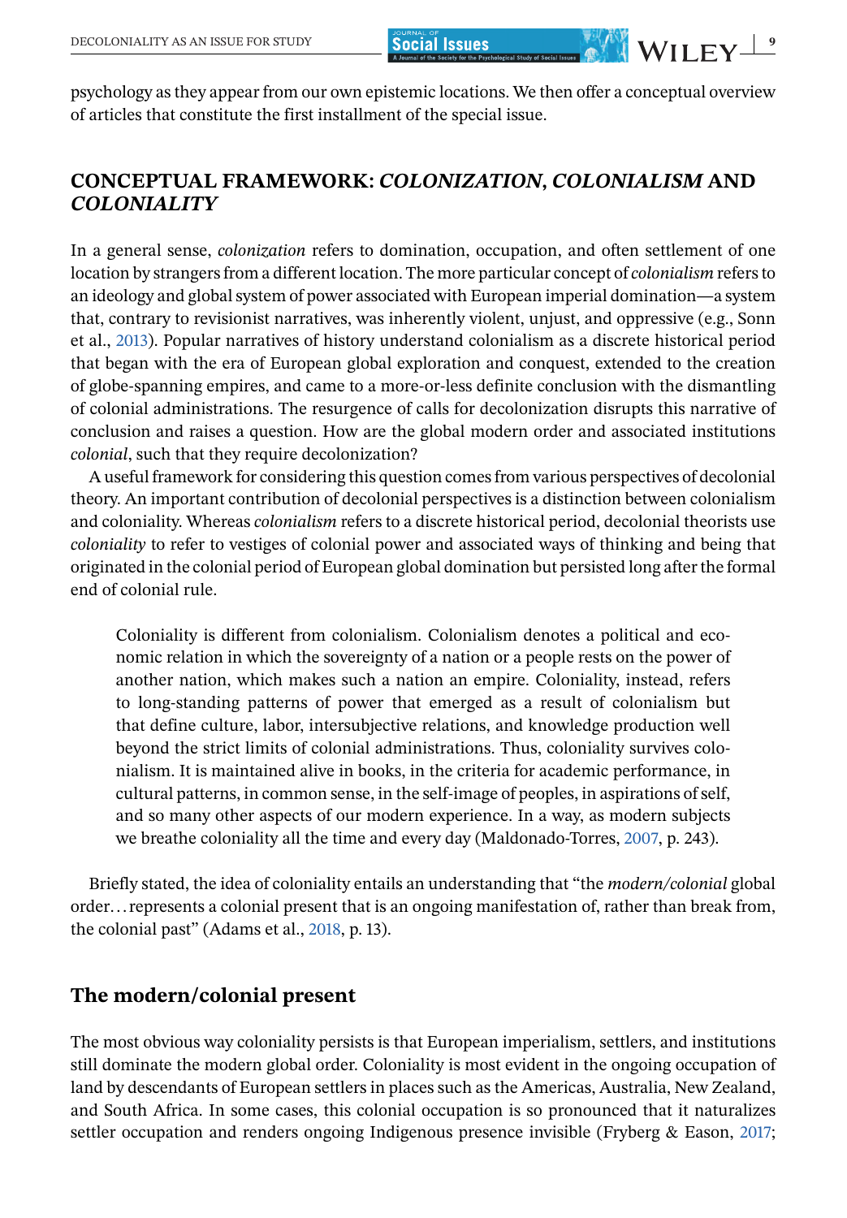psychology as they appear from our own epistemic locations. We then offer a conceptual overview of articles that constitute the first installment of the special issue.

## CONCEPTUAL FRAMEWORK: *COLONIZATION*, *COLONIALISM* AND *COLONIALITY*

In a general sense, *colonization* refers to domination, occupation, and often settlement of one location by strangers from a different location. The more particular concept of *colonialism* refers to an ideology and global system of power associated with European imperial domination—a system that, contrary to revisionist narratives, was inherently violent, unjust, and oppressive (e.g., Sonn et al., 2013). Popular narratives of history understand colonialism as a discrete historical period that began with the era of European global exploration and conquest, extended to the creation of globe-spanning empires, and came to a more-or-less definite conclusion with the dismantling of colonial administrations. The resurgence of calls for decolonization disrupts this narrative of conclusion and raises a question. How are the global modern order and associated institutions *colonial*, such that they require decolonization?

A useful framework for considering this question comes from various perspectives of decolonial theory. An important contribution of decolonial perspectives is a distinction between colonialism and coloniality. Whereas *colonialism* refers to a discrete historical period, decolonial theorists use *coloniality* to refer to vestiges of colonial power and associated ways of thinking and being that originated in the colonial period of European global domination but persisted long after the formal end of colonial rule.

> Coloniality is different from colonialism. Colonialism denotes a political and economic relation in which the sovereignty of a nation or a people rests on the power of another nation, which makes such a nation an empire. Coloniality, instead, refers to long-standing patterns of power that emerged as a result of colonialism but that define culture, labor, intersubjective relations, and knowledge production well beyond the strict limits of colonial administrations. Thus, coloniality survives colonialism. It is maintained alive in books, in the criteria for academic performance, in cultural patterns, in common sense, in the self-image of peoples, in aspirations of self, and so many other aspects of our modern experience. In a way, as modern subjects we breathe coloniality all the time and every day (Maldonado-Torres, 2007, p. 243).

Briefly stated, the idea of coloniality entails an understanding that "the *modern/colonial* global order…represents a colonial present that is an ongoing manifestation of, rather than break from, the colonial past" (Adams et al., 2018, p. 13).

### The modern/colonial present

The most obvious way coloniality persists is that European imperialism, settlers, and institutions still dominate the modern global order. Coloniality is most evident in the ongoing occupation of land by descendants of European settlers in places such as the Americas, Australia, New Zealand, and South Africa. In some cases, this colonial occupation is so pronounced that it naturalizes settler occupation and renders ongoing Indigenous presence invisible (Fryberg & Eason, 2017;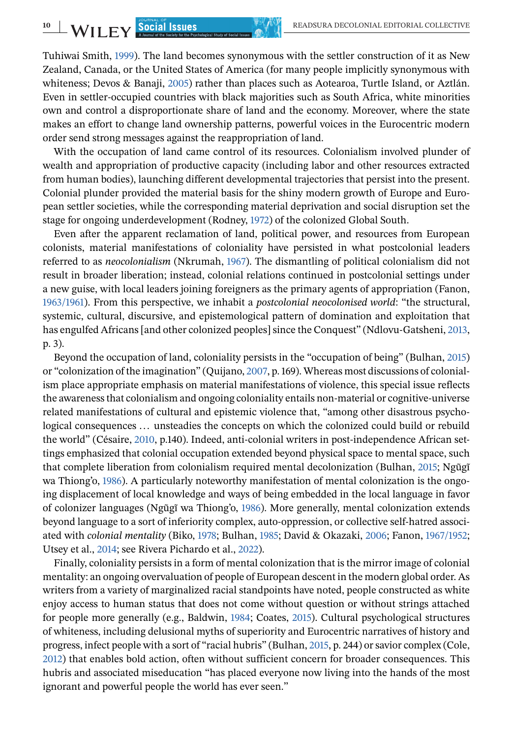Tuhiwai Smith, 1999). The land becomes synonymous with the settler construction of it as New Zealand, Canada, or the United States of America (for many people implicitly synonymous with whiteness; Devos & Banaji, 2005) rather than places such as Aotearoa, Turtle Island, or Aztlán. Even in settler-occupied countries with black majorities such as South Africa, white minorities own and control a disproportionate share of land and the economy. Moreover, where the state makes an effort to change land ownership patterns, powerful voices in the Eurocentric modern order send strong messages against the reappropriation of land.

With the occupation of land came control of its resources. Colonialism involved plunder of wealth and appropriation of productive capacity (including labor and other resources extracted from human bodies), launching different developmental trajectories that persist into the present. Colonial plunder provided the material basis for the shiny modern growth of Europe and European settler societies, while the corresponding material deprivation and social disruption set the stage for ongoing underdevelopment (Rodney, 1972) of the colonized Global South.

Even after the apparent reclamation of land, political power, and resources from European colonists, material manifestations of coloniality have persisted in what postcolonial leaders referred to as *neocolonialism* (Nkrumah, 1967). The dismantling of political colonialism did not result in broader liberation; instead, colonial relations continued in postcolonial settings under a new guise, with local leaders joining foreigners as the primary agents of appropriation (Fanon, 1963/1961). From this perspective, we inhabit a *postcolonial neocolonised world*: "the structural, systemic, cultural, discursive, and epistemological pattern of domination and exploitation that has engulfed Africans [and other colonized peoples] since the Conquest" (Ndlovu-Gatsheni, 2013, p. 3).

Beyond the occupation of land, coloniality persists in the "occupation of being" (Bulhan, 2015) or "colonization of the imagination" (Quijano, 2007, p. 169). Whereas most discussions of colonialism place appropriate emphasis on material manifestations of violence, this special issue reflects the awareness that colonialism and ongoing coloniality entails non-material or cognitive-universe related manifestations of cultural and epistemic violence that, "among other disastrous psychological consequences … unsteadies the concepts on which the colonized could build or rebuild the world" (Césaire, 2010, p.140). Indeed, anti-colonial writers in post-independence African settings emphasized that colonial occupation extended beyond physical space to mental space, such that complete liberation from colonialism required mental decolonization (Bulhan, 2015; Ngũgĩ wa Thiong'o, 1986). A particularly noteworthy manifestation of mental colonization is the ongoing displacement of local knowledge and ways of being embedded in the local language in favor of colonizer languages (Ngũgĩ wa Thiong'o, 1986). More generally, mental colonization extends beyond language to a sort of inferiority complex, auto-oppression, or collective self-hatred associated with *colonial mentality* (Biko, 1978; Bulhan, 1985; David & Okazaki, 2006; Fanon, 1967/1952; Utsey et al., 2014; see Rivera Pichardo et al., 2022).

Finally, coloniality persists in a form of mental colonization that is the mirror image of colonial mentality: an ongoing overvaluation of people of European descent in the modern global order. As writers from a variety of marginalized racial standpoints have noted, people constructed as white enjoy access to human status that does not come without question or without strings attached for people more generally (e.g., Baldwin, 1984; Coates, 2015). Cultural psychological structures of whiteness, including delusional myths of superiority and Eurocentric narratives of history and progress, infect people with a sort of "racial hubris" (Bulhan, 2015, p. 244) or savior complex (Cole, 2012) that enables bold action, often without sufficient concern for broader consequences. This hubris and associated miseducation "has placed everyone now living into the hands of the most ignorant and powerful people the world has ever seen."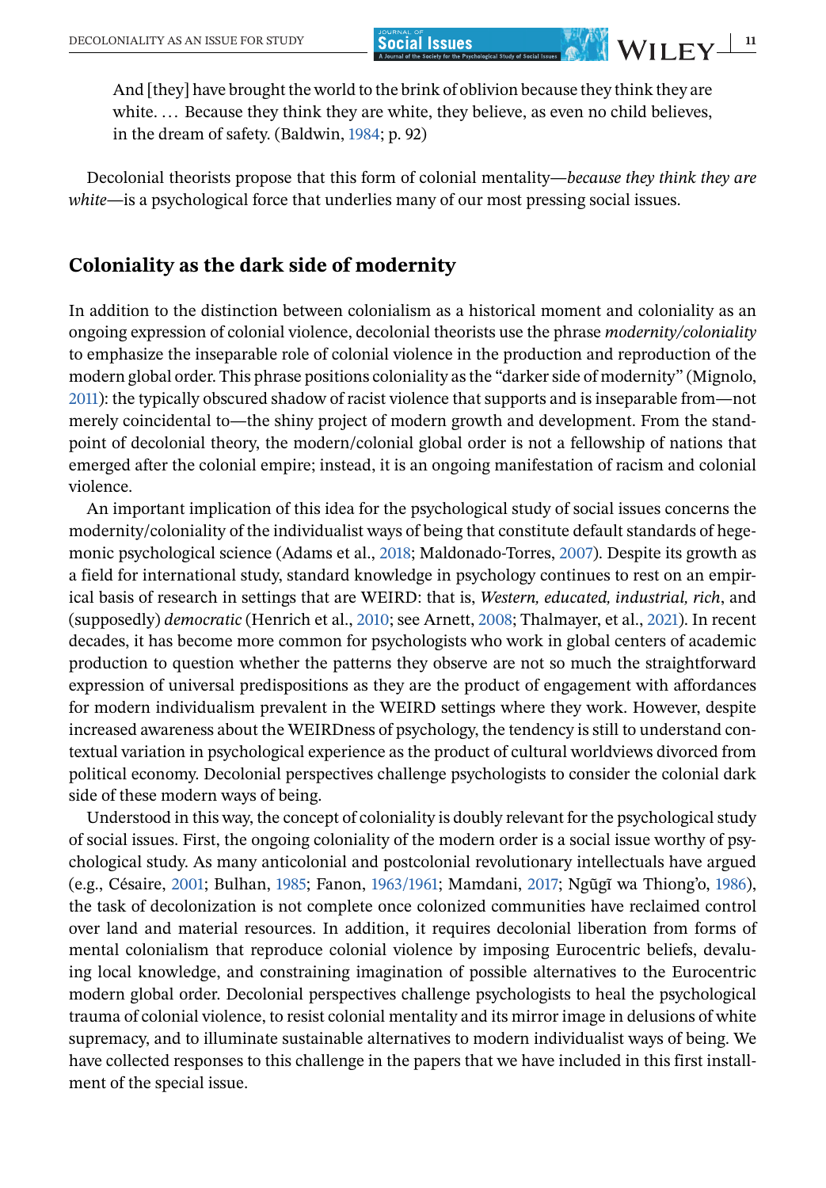> And [they] have brought the world to the brink of oblivion because they think they are white. … Because they think they are white, they believe, as even no child believes, in the dream of safety. (Baldwin, 1984; p. 92)

Decolonial theorists propose that this form of colonial mentality—*because they think they are white*—is a psychological force that underlies many of our most pressing social issues.

## Coloniality as the dark side of modernity

In addition to the distinction between colonialism as a historical moment and coloniality as an ongoing expression of colonial violence, decolonial theorists use the phrase *modernity/coloniality* to emphasize the inseparable role of colonial violence in the production and reproduction of the modern global order. This phrase positions coloniality as the "darker side of modernity" (Mignolo, 2011): the typically obscured shadow of racist violence that supports and is inseparable from—not merely coincidental to—the shiny project of modern growth and development. From the standpoint of decolonial theory, the modern/colonial global order is not a fellowship of nations that emerged after the colonial empire; instead, it is an ongoing manifestation of racism and colonial violence.

An important implication of this idea for the psychological study of social issues concerns the modernity/coloniality of the individualist ways of being that constitute default standards of hegemonic psychological science (Adams et al., 2018; Maldonado-Torres, 2007). Despite its growth as a field for international study, standard knowledge in psychology continues to rest on an empirical basis of research in settings that are WEIRD: that is, *Western, educated, industrial, rich*, and (supposedly) *democratic* (Henrich et al., 2010; see Arnett, 2008; Thalmayer, et al., 2021). In recent decades, it has become more common for psychologists who work in global centers of academic production to question whether the patterns they observe are not so much the straightforward expression of universal predispositions as they are the product of engagement with affordances for modern individualism prevalent in the WEIRD settings where they work. However, despite increased awareness about the WEIRDness of psychology, the tendency is still to understand contextual variation in psychological experience as the product of cultural worldviews divorced from political economy. Decolonial perspectives challenge psychologists to consider the colonial dark side of these modern ways of being.

Understood in this way, the concept of coloniality is doubly relevant for the psychological study of social issues. First, the ongoing coloniality of the modern order is a social issue worthy of psychological study. As many anticolonial and postcolonial revolutionary intellectuals have argued (e.g., Césaire, 2001; Bulhan, 1985; Fanon, 1963/1961; Mamdani, 2017; Ngũgĩ wa Thiong'o, 1986), the task of decolonization is not complete once colonized communities have reclaimed control over land and material resources. In addition, it requires decolonial liberation from forms of mental colonialism that reproduce colonial violence by imposing Eurocentric beliefs, devaluing local knowledge, and constraining imagination of possible alternatives to the Eurocentric modern global order. Decolonial perspectives challenge psychologists to heal the psychological trauma of colonial violence, to resist colonial mentality and its mirror image in delusions of white supremacy, and to illuminate sustainable alternatives to modern individualist ways of being. We have collected responses to this challenge in the papers that we have included in this first installment of the special issue.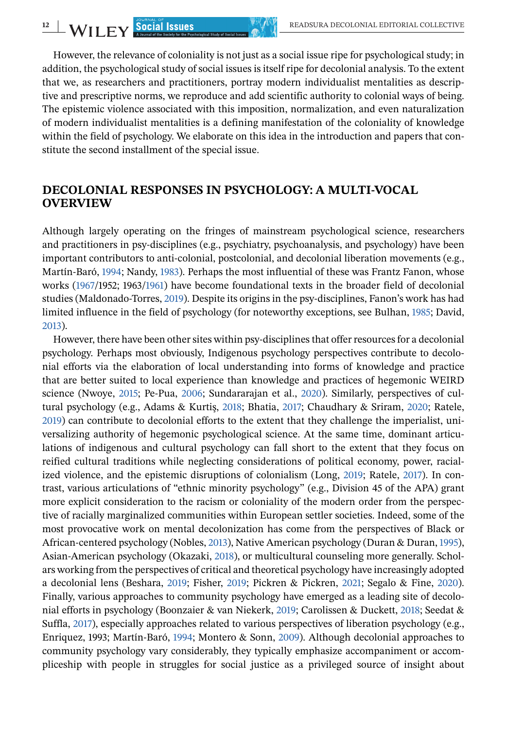However, the relevance of coloniality is not just as a social issue ripe for psychological study; in addition, the psychological study of social issues is itself ripe for decolonial analysis. To the extent that we, as researchers and practitioners, portray modern individualist mentalities as descriptive and prescriptive norms, we reproduce and add scientific authority to colonial ways of being. The epistemic violence associated with this imposition, normalization, and even naturalization of modern individualist mentalities is a defining manifestation of the coloniality of knowledge within the field of psychology. We elaborate on this idea in the introduction and papers that constitute the second installment of the special issue.

## DECOLONIAL RESPONSES IN PSYCHOLOGY: A MULTI-VOCAL OVERVIEW

Although largely operating on the fringes of mainstream psychological science, researchers and practitioners in psy-disciplines (e.g., psychiatry, psychoanalysis, and psychology) have been important contributors to anti-colonial, postcolonial, and decolonial liberation movements (e.g., Martín-Baró, 1994; Nandy, 1983). Perhaps the most influential of these was Frantz Fanon, whose works (1967/1952; 1963/1961) have become foundational texts in the broader field of decolonial studies (Maldonado-Torres, 2019). Despite its origins in the psy-disciplines, Fanon's work has had limited influence in the field of psychology (for noteworthy exceptions, see Bulhan, 1985; David, 2013).

However, there have been other sites within psy-disciplines that offer resources for a decolonial psychology. Perhaps most obviously, Indigenous psychology perspectives contribute to decolonial efforts via the elaboration of local understanding into forms of knowledge and practice that are better suited to local experience than knowledge and practices of hegemonic WEIRD science (Nwoye, 2015; Pe-Pua, 2006; Sundararajan et al., 2020). Similarly, perspectives of cultural psychology (e.g., Adams & Kurtiş, 2018; Bhatia, 2017; Chaudhary & Sriram, 2020; Ratele, 2019) can contribute to decolonial efforts to the extent that they challenge the imperialist, universalizing authority of hegemonic psychological science. At the same time, dominant articulations of indigenous and cultural psychology can fall short to the extent that they focus on reified cultural traditions while neglecting considerations of political economy, power, racialized violence, and the epistemic disruptions of colonialism (Long, 2019; Ratele, 2017). In contrast, various articulations of "ethnic minority psychology" (e.g., Division 45 of the APA) grant more explicit consideration to the racism or coloniality of the modern order from the perspective of racially marginalized communities within European settler societies. Indeed, some of the most provocative work on mental decolonization has come from the perspectives of Black or African-centered psychology (Nobles, 2013), Native American psychology (Duran & Duran, 1995), Asian-American psychology (Okazaki, 2018), or multicultural counseling more generally. Scholars working from the perspectives of critical and theoretical psychology have increasingly adopted a decolonial lens (Beshara, 2019; Fisher, 2019; Pickren & Pickren, 2021; Segalo & Fine, 2020). Finally, various approaches to community psychology have emerged as a leading site of decolonial efforts in psychology (Boonzaier & van Niekerk, 2019; Carolissen & Duckett, 2018; Seedat & Suffla, 2017), especially approaches related to various perspectives of liberation psychology (e.g., Enriquez, 1993; Martín-Baró, 1994; Montero & Sonn, 2009). Although decolonial approaches to community psychology vary considerably, they typically emphasize accompaniment or accompliceship with people in struggles for social justice as a privileged source of insight about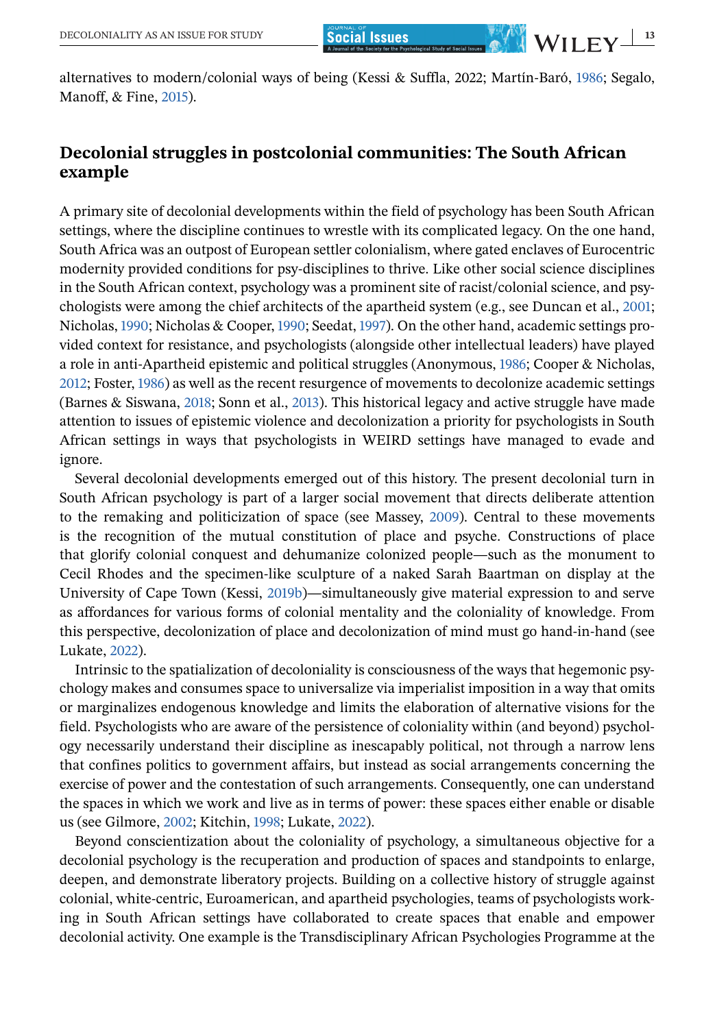alternatives to modern/colonial ways of being (Kessi & Suffla, 2022; Martín-Baró, 1986; Segalo, Manoff, & Fine, 2015).

## Decolonial struggles in postcolonial communities: The South African example

A primary site of decolonial developments within the field of psychology has been South African settings, where the discipline continues to wrestle with its complicated legacy. On the one hand, South Africa was an outpost of European settler colonialism, where gated enclaves of Eurocentric modernity provided conditions for psy-disciplines to thrive. Like other social science disciplines in the South African context, psychology was a prominent site of racist/colonial science, and psychologists were among the chief architects of the apartheid system (e.g., see Duncan et al., 2001; Nicholas, 1990; Nicholas & Cooper, 1990; Seedat, 1997). On the other hand, academic settings provided context for resistance, and psychologists (alongside other intellectual leaders) have played a role in anti-Apartheid epistemic and political struggles (Anonymous, 1986; Cooper & Nicholas, 2012; Foster, 1986) as well as the recent resurgence of movements to decolonize academic settings (Barnes & Siswana, 2018; Sonn et al., 2013). This historical legacy and active struggle have made attention to issues of epistemic violence and decolonization a priority for psychologists in South African settings in ways that psychologists in WEIRD settings have managed to evade and ignore.

Several decolonial developments emerged out of this history. The present decolonial turn in South African psychology is part of a larger social movement that directs deliberate attention to the remaking and politicization of space (see Massey, 2009). Central to these movements is the recognition of the mutual constitution of place and psyche. Constructions of place that glorify colonial conquest and dehumanize colonized people—such as the monument to Cecil Rhodes and the specimen-like sculpture of a naked Sarah Baartman on display at the University of Cape Town (Kessi, 2019b)—simultaneously give material expression to and serve as affordances for various forms of colonial mentality and the coloniality of knowledge. From this perspective, decolonization of place and decolonization of mind must go hand-in-hand (see Lukate, 2022).

Intrinsic to the spatialization of decoloniality is consciousness of the ways that hegemonic psychology makes and consumes space to universalize via imperialist imposition in a way that omits or marginalizes endogenous knowledge and limits the elaboration of alternative visions for the field. Psychologists who are aware of the persistence of coloniality within (and beyond) psychology necessarily understand their discipline as inescapably political, not through a narrow lens that confines politics to government affairs, but instead as social arrangements concerning the exercise of power and the contestation of such arrangements. Consequently, one can understand the spaces in which we work and live as in terms of power: these spaces either enable or disable us (see Gilmore, 2002; Kitchin, 1998; Lukate, 2022).

Beyond conscientization about the coloniality of psychology, a simultaneous objective for a decolonial psychology is the recuperation and production of spaces and standpoints to enlarge, deepen, and demonstrate liberatory projects. Building on a collective history of struggle against colonial, white-centric, Euroamerican, and apartheid psychologies, teams of psychologists working in South African settings have collaborated to create spaces that enable and empower decolonial activity. One example is the Transdisciplinary African Psychologies Programme at the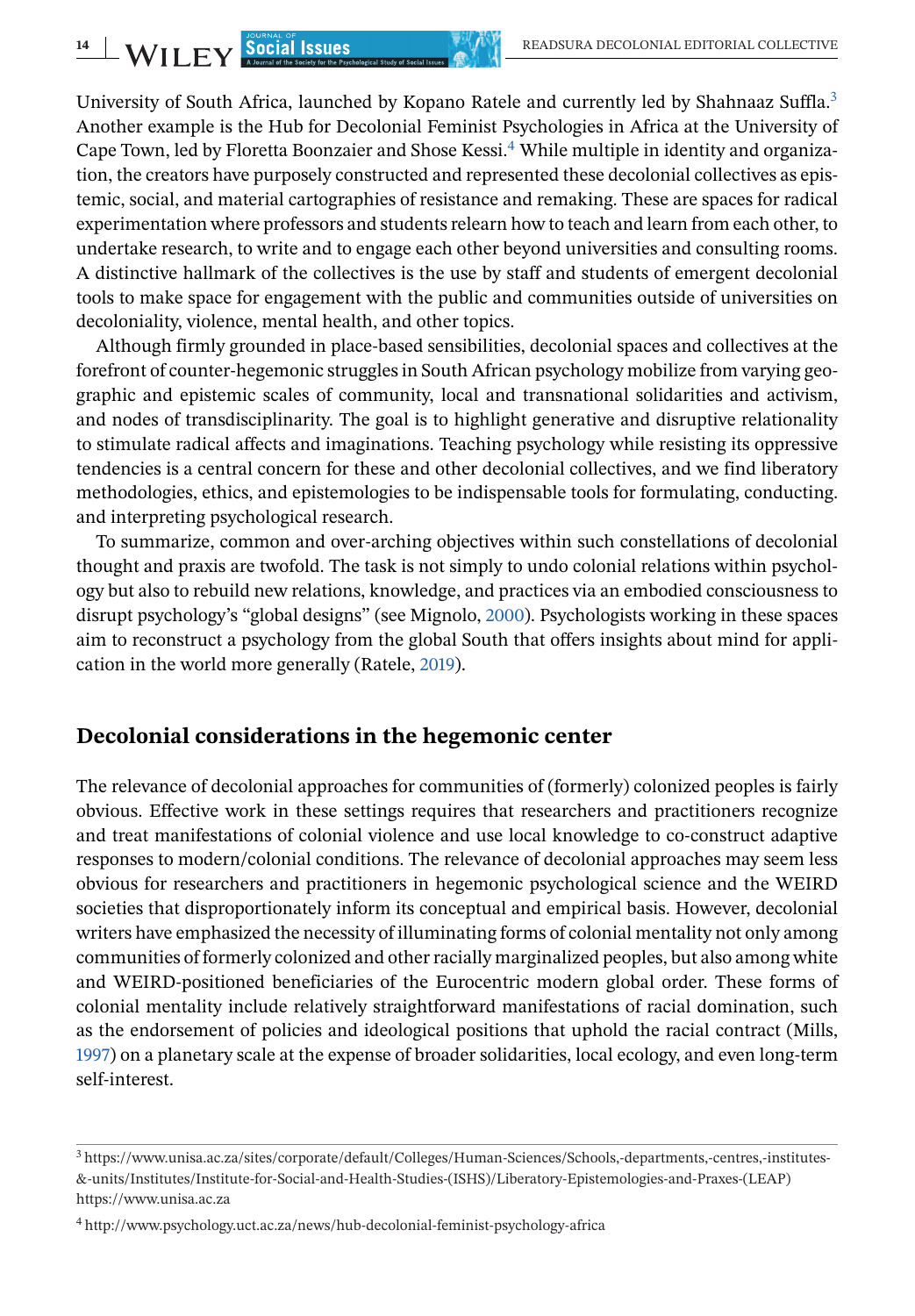University of South Africa, launched by Kopano Ratele and currently led by Shahnaaz Suffla.[3] Another example is the Hub for Decolonial Feminist Psychologies in Africa at the University of Cape Town, led by Floretta Boonzaier and Shose Kessi.[4] While multiple in identity and organization, the creators have purposely constructed and represented these decolonial collectives as epistemic, social, and material cartographies of resistance and remaking. These are spaces for radical experimentation where professors and students relearn how to teach and learn from each other, to undertake research, to write and to engage each other beyond universities and consulting rooms. A distinctive hallmark of the collectives is the use by staff and students of emergent decolonial tools to make space for engagement with the public and communities outside of universities on decoloniality, violence, mental health, and other topics.

Although firmly grounded in place-based sensibilities, decolonial spaces and collectives at the forefront of counter-hegemonic struggles in South African psychology mobilize from varying geographic and epistemic scales of community, local and transnational solidarities and activism, and nodes of transdisciplinarity. The goal is to highlight generative and disruptive relationality to stimulate radical affects and imaginations. Teaching psychology while resisting its oppressive tendencies is a central concern for these and other decolonial collectives, and we find liberatory methodologies, ethics, and epistemologies to be indispensable tools for formulating, conducting. and interpreting psychological research.

To summarize, common and over-arching objectives within such constellations of decolonial thought and praxis are twofold. The task is not simply to undo colonial relations within psychology but also to rebuild new relations, knowledge, and practices via an embodied consciousness to disrupt psychology's "global designs" (see Mignolo, 2000). Psychologists working in these spaces aim to reconstruct a psychology from the global South that offers insights about mind for application in the world more generally (Ratele, 2019).

## Decolonial considerations in the hegemonic center

The relevance of decolonial approaches for communities of (formerly) colonized peoples is fairly obvious. Effective work in these settings requires that researchers and practitioners recognize and treat manifestations of colonial violence and use local knowledge to co-construct adaptive responses to modern/colonial conditions. The relevance of decolonial approaches may seem less obvious for researchers and practitioners in hegemonic psychological science and the WEIRD societies that disproportionately inform its conceptual and empirical basis. However, decolonial writers have emphasized the necessity of illuminating forms of colonial mentality not only among communities of formerly colonized and other racially marginalized peoples, but also among white and WEIRD-positioned beneficiaries of the Eurocentric modern global order. These forms of colonial mentality include relatively straightforward manifestations of racial domination, such as the endorsement of policies and ideological positions that uphold the racial contract (Mills, 1997) on a planetary scale at the expense of broader solidarities, local ecology, and even long-term self-interest.

[3] https://www.unisa.ac.za/sites/corporate/default/Colleges/Human-Sciences/Schools,-departments,-centres,-institutes-&-units/Institutes/Institute-for-Social-and-Health-Studies-(ISHS)/Liberatory-Epistemologies-and-Praxes-(LEAP) https://www.unisa.ac.za

[4] http://www.psychology.uct.ac.za/news/hub-decolonial-feminist-psychology-africa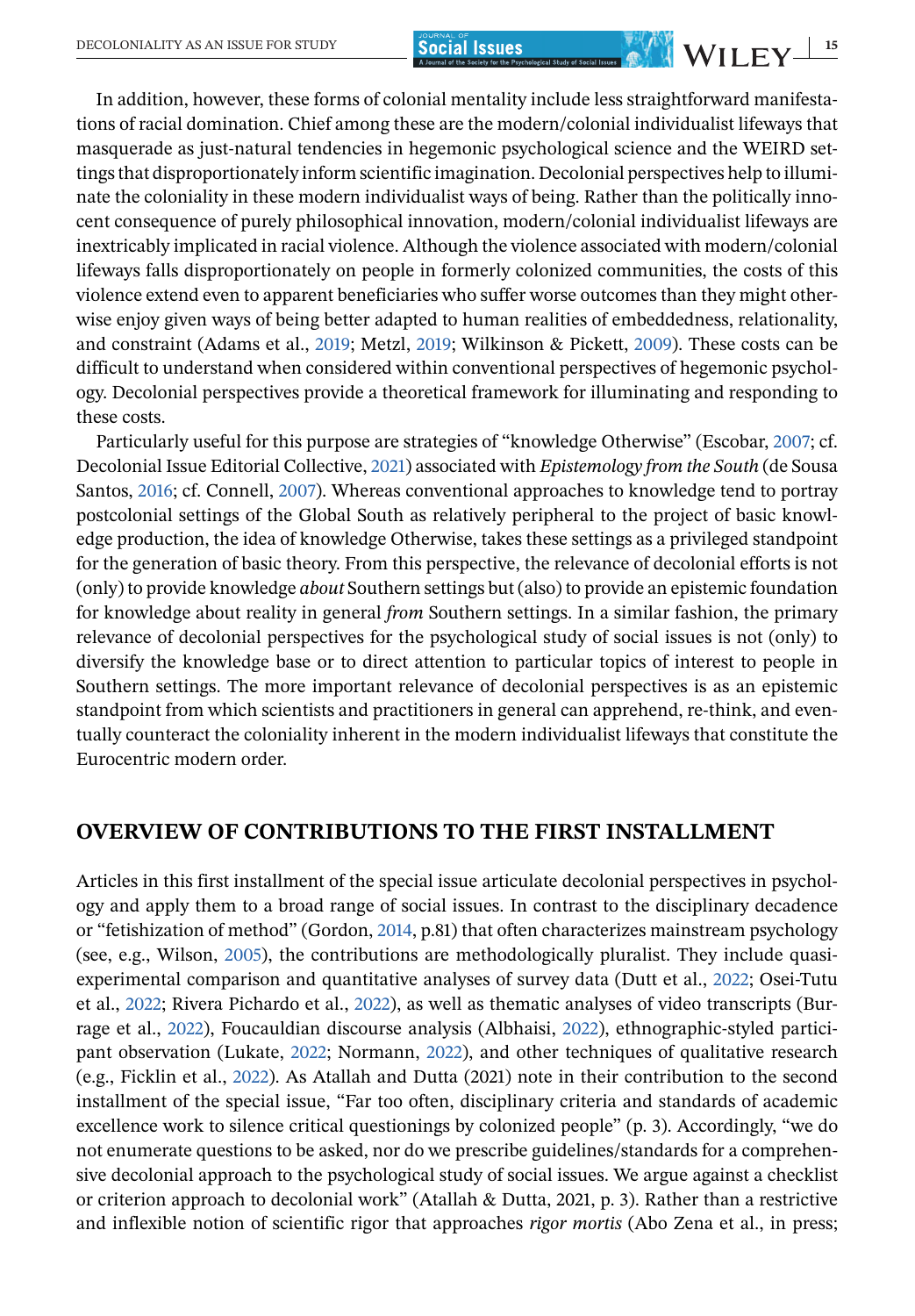In addition, however, these forms of colonial mentality include less straightforward manifestations of racial domination. Chief among these are the modern/colonial individualist lifeways that masquerade as just-natural tendencies in hegemonic psychological science and the WEIRD settings that disproportionately inform scientific imagination. Decolonial perspectives help to illuminate the coloniality in these modern individualist ways of being. Rather than the politically innocent consequence of purely philosophical innovation, modern/colonial individualist lifeways are inextricably implicated in racial violence. Although the violence associated with modern/colonial lifeways falls disproportionately on people in formerly colonized communities, the costs of this violence extend even to apparent beneficiaries who suffer worse outcomes than they might otherwise enjoy given ways of being better adapted to human realities of embeddedness, relationality, and constraint (Adams et al., 2019; Metzl, 2019; Wilkinson & Pickett, 2009). These costs can be difficult to understand when considered within conventional perspectives of hegemonic psychology. Decolonial perspectives provide a theoretical framework for illuminating and responding to these costs.

Particularly useful for this purpose are strategies of "knowledge Otherwise" (Escobar, 2007; cf. Decolonial Issue Editorial Collective, 2021) associated with *Epistemology from the South* (de Sousa Santos, 2016; cf. Connell, 2007). Whereas conventional approaches to knowledge tend to portray postcolonial settings of the Global South as relatively peripheral to the project of basic knowledge production, the idea of knowledge Otherwise, takes these settings as a privileged standpoint for the generation of basic theory. From this perspective, the relevance of decolonial efforts is not (only) to provide knowledge *about* Southern settings but (also) to provide an epistemic foundation for knowledge about reality in general *from* Southern settings. In a similar fashion, the primary relevance of decolonial perspectives for the psychological study of social issues is not (only) to diversify the knowledge base or to direct attention to particular topics of interest to people in Southern settings. The more important relevance of decolonial perspectives is as an epistemic standpoint from which scientists and practitioners in general can apprehend, re-think, and eventually counteract the coloniality inherent in the modern individualist lifeways that constitute the Eurocentric modern order.

## OVERVIEW OF CONTRIBUTIONS TO THE FIRST INSTALLMENT

Articles in this first installment of the special issue articulate decolonial perspectives in psychology and apply them to a broad range of social issues. In contrast to the disciplinary decadence or "fetishization of method" (Gordon, 2014, p.81) that often characterizes mainstream psychology (see, e.g., Wilson, 2005), the contributions are methodologically pluralist. They include quasi-experimental comparison and quantitative analyses of survey data (Dutt et al., 2022; Osei-Tutu et al., 2022; Rivera Pichardo et al., 2022), as well as thematic analyses of video transcripts (Burrage et al., 2022), Foucauldian discourse analysis (Albhaisi, 2022), ethnographic-styled participant observation (Lukate, 2022; Normann, 2022), and other techniques of qualitative research (e.g., Ficklin et al., 2022). As Atallah and Dutta (2021) note in their contribution to the second installment of the special issue, "Far too often, disciplinary criteria and standards of academic excellence work to silence critical questionings by colonized people" (p. 3). Accordingly, "we do not enumerate questions to be asked, nor do we prescribe guidelines/standards for a comprehensive decolonial approach to the psychological study of social issues. We argue against a checklist or criterion approach to decolonial work" (Atallah & Dutta, 2021, p. 3). Rather than a restrictive and inflexible notion of scientific rigor that approaches *rigor mortis* (Abo Zena et al., in press;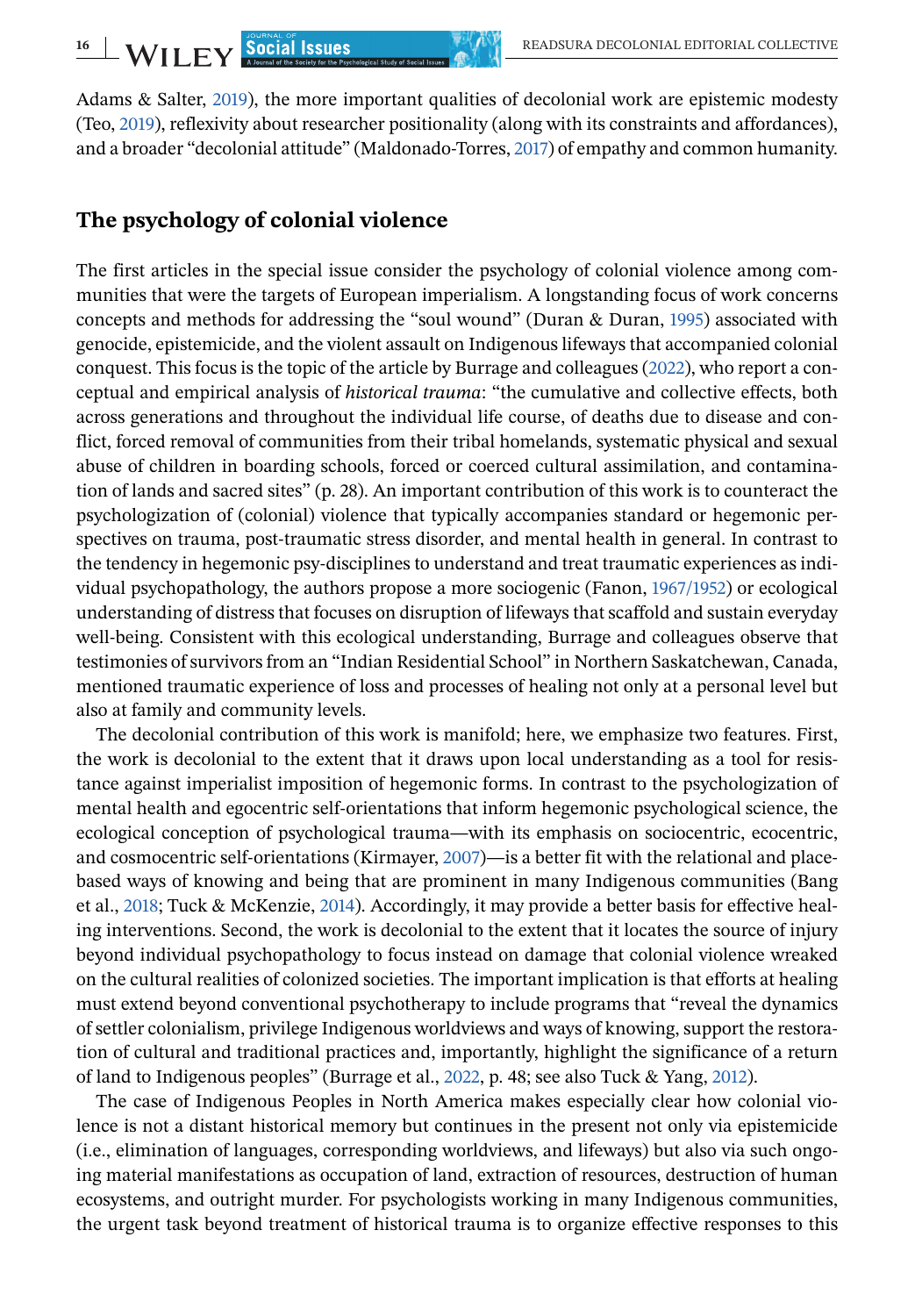Adams & Salter, 2019), the more important qualities of decolonial work are epistemic modesty (Teo, 2019), reflexivity about researcher positionality (along with its constraints and affordances), and a broader "decolonial attitude" (Maldonado-Torres, 2017) of empathy and common humanity.

## The psychology of colonial violence

The first articles in the special issue consider the psychology of colonial violence among communities that were the targets of European imperialism. A longstanding focus of work concerns concepts and methods for addressing the "soul wound" (Duran & Duran, 1995) associated with genocide, epistemicide, and the violent assault on Indigenous lifeways that accompanied colonial conquest. This focus is the topic of the article by Burrage and colleagues (2022), who report a conceptual and empirical analysis of *historical trauma*: "the cumulative and collective effects, both across generations and throughout the individual life course, of deaths due to disease and conflict, forced removal of communities from their tribal homelands, systematic physical and sexual abuse of children in boarding schools, forced or coerced cultural assimilation, and contamination of lands and sacred sites" (p. 28). An important contribution of this work is to counteract the psychologization of (colonial) violence that typically accompanies standard or hegemonic perspectives on trauma, post-traumatic stress disorder, and mental health in general. In contrast to the tendency in hegemonic psy-disciplines to understand and treat traumatic experiences as individual psychopathology, the authors propose a more sociogenic (Fanon, 1967/1952) or ecological understanding of distress that focuses on disruption of lifeways that scaffold and sustain everyday well-being. Consistent with this ecological understanding, Burrage and colleagues observe that testimonies of survivors from an "Indian Residential School" in Northern Saskatchewan, Canada, mentioned traumatic experience of loss and processes of healing not only at a personal level but also at family and community levels.

The decolonial contribution of this work is manifold; here, we emphasize two features. First, the work is decolonial to the extent that it draws upon local understanding as a tool for resistance against imperialist imposition of hegemonic forms. In contrast to the psychologization of mental health and egocentric self-orientations that inform hegemonic psychological science, the ecological conception of psychological trauma—with its emphasis on sociocentric, ecocentric, and cosmocentric self-orientations (Kirmayer, 2007)—is a better fit with the relational and place-based ways of knowing and being that are prominent in many Indigenous communities (Bang et al., 2018; Tuck & McKenzie, 2014). Accordingly, it may provide a better basis for effective healing interventions. Second, the work is decolonial to the extent that it locates the source of injury beyond individual psychopathology to focus instead on damage that colonial violence wreaked on the cultural realities of colonized societies. The important implication is that efforts at healing must extend beyond conventional psychotherapy to include programs that "reveal the dynamics of settler colonialism, privilege Indigenous worldviews and ways of knowing, support the restoration of cultural and traditional practices and, importantly, highlight the significance of a return of land to Indigenous peoples" (Burrage et al., 2022, p. 48; see also Tuck & Yang, 2012).

The case of Indigenous Peoples in North America makes especially clear how colonial violence is not a distant historical memory but continues in the present not only via epistemicide (i.e., elimination of languages, corresponding worldviews, and lifeways) but also via such ongoing material manifestations as occupation of land, extraction of resources, destruction of human ecosystems, and outright murder. For psychologists working in many Indigenous communities, the urgent task beyond treatment of historical trauma is to organize effective responses to this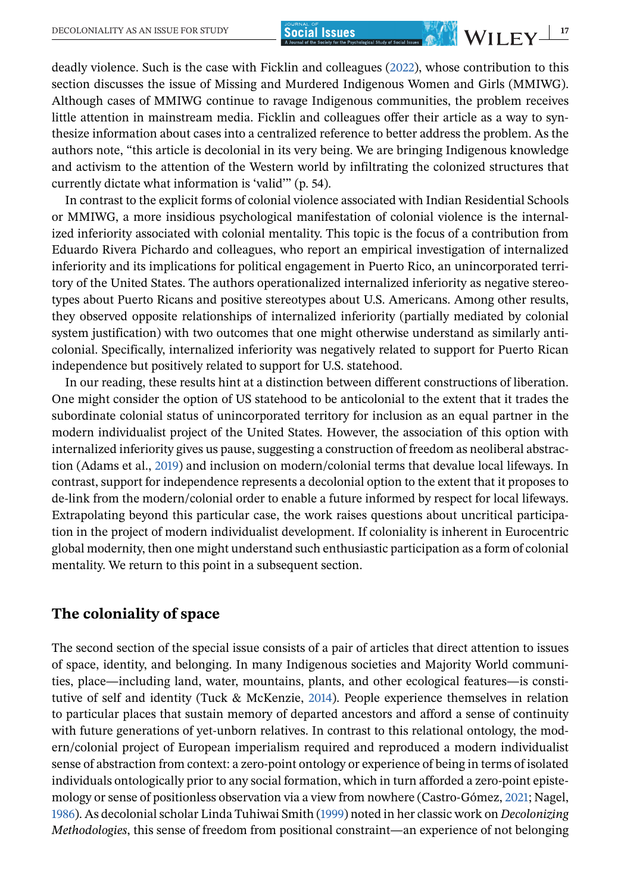deadly violence. Such is the case with Ficklin and colleagues (2022), whose contribution to this section discusses the issue of Missing and Murdered Indigenous Women and Girls (MMIWG). Although cases of MMIWG continue to ravage Indigenous communities, the problem receives little attention in mainstream media. Ficklin and colleagues offer their article as a way to synthesize information about cases into a centralized reference to better address the problem. As the authors note, "this article is decolonial in its very being. We are bringing Indigenous knowledge and activism to the attention of the Western world by infiltrating the colonized structures that currently dictate what information is 'valid'" (p. 54).

In contrast to the explicit forms of colonial violence associated with Indian Residential Schools or MMIWG, a more insidious psychological manifestation of colonial violence is the internalized inferiority associated with colonial mentality. This topic is the focus of a contribution from Eduardo Rivera Pichardo and colleagues, who report an empirical investigation of internalized inferiority and its implications for political engagement in Puerto Rico, an unincorporated territory of the United States. The authors operationalized internalized inferiority as negative stereotypes about Puerto Ricans and positive stereotypes about U.S. Americans. Among other results, they observed opposite relationships of internalized inferiority (partially mediated by colonial system justification) with two outcomes that one might otherwise understand as similarly anticolonial. Specifically, internalized inferiority was negatively related to support for Puerto Rican independence but positively related to support for U.S. statehood.

In our reading, these results hint at a distinction between different constructions of liberation. One might consider the option of US statehood to be anticolonial to the extent that it trades the subordinate colonial status of unincorporated territory for inclusion as an equal partner in the modern individualist project of the United States. However, the association of this option with internalized inferiority gives us pause, suggesting a construction of freedom as neoliberal abstraction (Adams et al., 2019) and inclusion on modern/colonial terms that devalue local lifeways. In contrast, support for independence represents a decolonial option to the extent that it proposes to de-link from the modern/colonial order to enable a future informed by respect for local lifeways. Extrapolating beyond this particular case, the work raises questions about uncritical participation in the project of modern individualist development. If coloniality is inherent in Eurocentric global modernity, then one might understand such enthusiastic participation as a form of colonial mentality. We return to this point in a subsequent section.

## The coloniality of space

The second section of the special issue consists of a pair of articles that direct attention to issues of space, identity, and belonging. In many Indigenous societies and Majority World communities, place—including land, water, mountains, plants, and other ecological features—is constitutive of self and identity (Tuck & McKenzie, 2014). People experience themselves in relation to particular places that sustain memory of departed ancestors and afford a sense of continuity with future generations of yet-unborn relatives. In contrast to this relational ontology, the modern/colonial project of European imperialism required and reproduced a modern individualist sense of abstraction from context: a zero-point ontology or experience of being in terms of isolated individuals ontologically prior to any social formation, which in turn afforded a zero-point epistemology or sense of positionless observation via a view from nowhere (Castro-Gómez, 2021; Nagel, 1986). As decolonial scholar Linda Tuhiwai Smith (1999) noted in her classic work on *Decolonizing Methodologies*, this sense of freedom from positional constraint—an experience of not belonging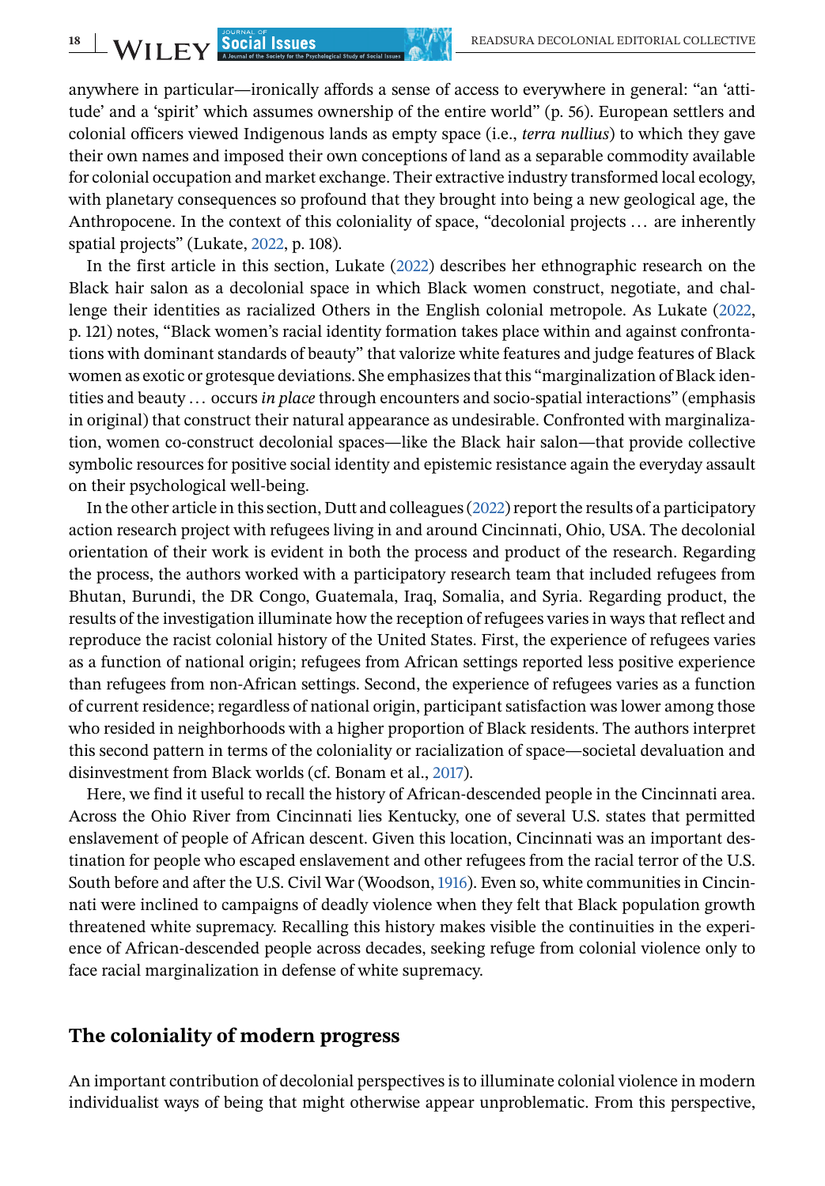anywhere in particular—ironically affords a sense of access to everywhere in general: "an 'attitude' and a 'spirit' which assumes ownership of the entire world" (p. 56). European settlers and colonial officers viewed Indigenous lands as empty space (i.e., *terra nullius*) to which they gave their own names and imposed their own conceptions of land as a separable commodity available for colonial occupation and market exchange. Their extractive industry transformed local ecology, with planetary consequences so profound that they brought into being a new geological age, the Anthropocene. In the context of this coloniality of space, "decolonial projects … are inherently spatial projects" (Lukate, 2022, p. 108).

In the first article in this section, Lukate (2022) describes her ethnographic research on the Black hair salon as a decolonial space in which Black women construct, negotiate, and challenge their identities as racialized Others in the English colonial metropole. As Lukate (2022, p. 121) notes, "Black women's racial identity formation takes place within and against confrontations with dominant standards of beauty" that valorize white features and judge features of Black women as exotic or grotesque deviations. She emphasizes that this "marginalization of Black identities and beauty … occurs *in place* through encounters and socio-spatial interactions" (emphasis in original) that construct their natural appearance as undesirable. Confronted with marginalization, women co-construct decolonial spaces—like the Black hair salon—that provide collective symbolic resources for positive social identity and epistemic resistance again the everyday assault on their psychological well-being.

In the other article in this section, Dutt and colleagues (2022) report the results of a participatory action research project with refugees living in and around Cincinnati, Ohio, USA. The decolonial orientation of their work is evident in both the process and product of the research. Regarding the process, the authors worked with a participatory research team that included refugees from Bhutan, Burundi, the DR Congo, Guatemala, Iraq, Somalia, and Syria. Regarding product, the results of the investigation illuminate how the reception of refugees varies in ways that reflect and reproduce the racist colonial history of the United States. First, the experience of refugees varies as a function of national origin; refugees from African settings reported less positive experience than refugees from non-African settings. Second, the experience of refugees varies as a function of current residence; regardless of national origin, participant satisfaction was lower among those who resided in neighborhoods with a higher proportion of Black residents. The authors interpret this second pattern in terms of the coloniality or racialization of space—societal devaluation and disinvestment from Black worlds (cf. Bonam et al., 2017).

Here, we find it useful to recall the history of African-descended people in the Cincinnati area. Across the Ohio River from Cincinnati lies Kentucky, one of several U.S. states that permitted enslavement of people of African descent. Given this location, Cincinnati was an important destination for people who escaped enslavement and other refugees from the racial terror of the U.S. South before and after the U.S. Civil War (Woodson, 1916). Even so, white communities in Cincinnati were inclined to campaigns of deadly violence when they felt that Black population growth threatened white supremacy. Recalling this history makes visible the continuities in the experience of African-descended people across decades, seeking refuge from colonial violence only to face racial marginalization in defense of white supremacy.

## The coloniality of modern progress

An important contribution of decolonial perspectives is to illuminate colonial violence in modern individualist ways of being that might otherwise appear unproblematic. From this perspective,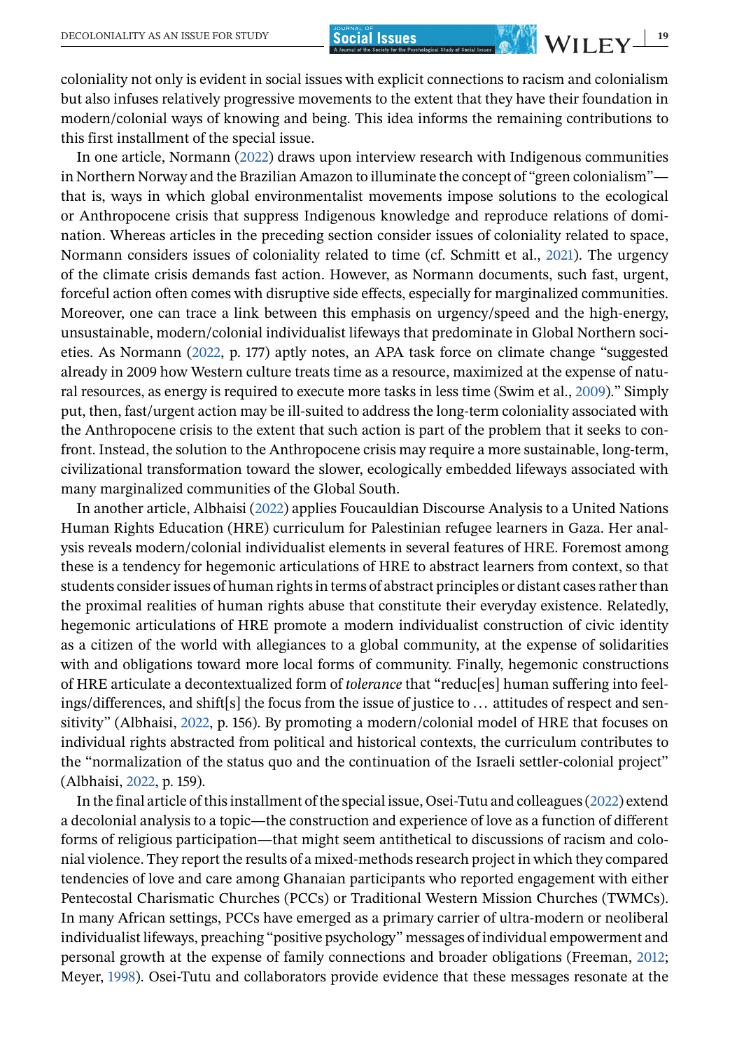coloniality not only is evident in social issues with explicit connections to racism and colonialism but also infuses relatively progressive movements to the extent that they have their foundation in modern/colonial ways of knowing and being. This idea informs the remaining contributions to this first installment of the special issue.

In one article, Normann (2022) draws upon interview research with Indigenous communities in Northern Norway and the Brazilian Amazon to illuminate the concept of "green colonialism"—that is, ways in which global environmentalist movements impose solutions to the ecological or Anthropocene crisis that suppress Indigenous knowledge and reproduce relations of domination. Whereas articles in the preceding section consider issues of coloniality related to space, Normann considers issues of coloniality related to time (cf. Schmitt et al., 2021). The urgency of the climate crisis demands fast action. However, as Normann documents, such fast, urgent, forceful action often comes with disruptive side effects, especially for marginalized communities. Moreover, one can trace a link between this emphasis on urgency/speed and the high-energy, unsustainable, modern/colonial individualist lifeways that predominate in Global Northern societies. As Normann (2022, p. 177) aptly notes, an APA task force on climate change "suggested already in 2009 how Western culture treats time as a resource, maximized at the expense of natural resources, as energy is required to execute more tasks in less time (Swim et al., 2009)." Simply put, then, fast/urgent action may be ill-suited to address the long-term coloniality associated with the Anthropocene crisis to the extent that such action is part of the problem that it seeks to confront. Instead, the solution to the Anthropocene crisis may require a more sustainable, long-term, civilizational transformation toward the slower, ecologically embedded lifeways associated with many marginalized communities of the Global South.

In another article, Albhaisi (2022) applies Foucauldian Discourse Analysis to a United Nations Human Rights Education (HRE) curriculum for Palestinian refugee learners in Gaza. Her analysis reveals modern/colonial individualist elements in several features of HRE. Foremost among these is a tendency for hegemonic articulations of HRE to abstract learners from context, so that students consider issues of human rights in terms of abstract principles or distant cases rather than the proximal realities of human rights abuse that constitute their everyday existence. Relatedly, hegemonic articulations of HRE promote a modern individualist construction of civic identity as a citizen of the world with allegiances to a global community, at the expense of solidarities with and obligations toward more local forms of community. Finally, hegemonic constructions of HRE articulate a decontextualized form of *tolerance* that "reduc[es] human suffering into feelings/differences, and shift[s] the focus from the issue of justice to … attitudes of respect and sensitivity" (Albhaisi, 2022, p. 156). By promoting a modern/colonial model of HRE that focuses on individual rights abstracted from political and historical contexts, the curriculum contributes to the "normalization of the status quo and the continuation of the Israeli settler-colonial project" (Albhaisi, 2022, p. 159).

In the final article of this installment of the special issue, Osei-Tutu and colleagues (2022) extend a decolonial analysis to a topic—the construction and experience of love as a function of different forms of religious participation—that might seem antithetical to discussions of racism and colonial violence. They report the results of a mixed-methods research project in which they compared tendencies of love and care among Ghanaian participants who reported engagement with either Pentecostal Charismatic Churches (PCCs) or Traditional Western Mission Churches (TWMCs). In many African settings, PCCs have emerged as a primary carrier of ultra-modern or neoliberal individualist lifeways, preaching "positive psychology" messages of individual empowerment and personal growth at the expense of family connections and broader obligations (Freeman, 2012; Meyer, 1998). Osei-Tutu and collaborators provide evidence that these messages resonate at the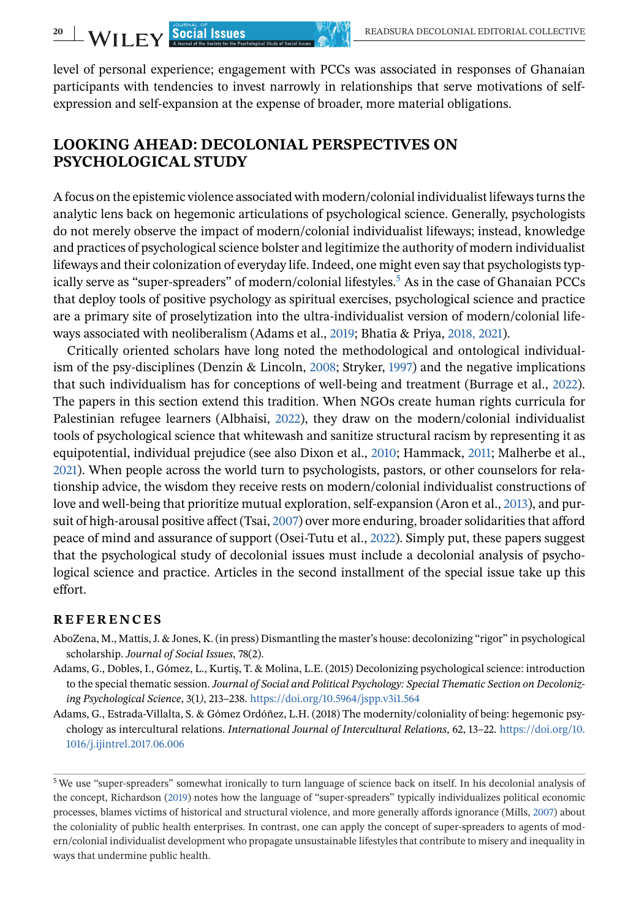level of personal experience; engagement with PCCs was associated in responses of Ghanaian participants with tendencies to invest narrowly in relationships that serve motivations of self-expression and self-expansion at the expense of broader, more material obligations.

## LOOKING AHEAD: DECOLONIAL PERSPECTIVES ON PSYCHOLOGICAL STUDY

A focus on the epistemic violence associated with modern/colonial individualist lifeways turns the analytic lens back on hegemonic articulations of psychological science. Generally, psychologists do not merely observe the impact of modern/colonial individualist lifeways; instead, knowledge and practices of psychological science bolster and legitimize the authority of modern individualist lifeways and their colonization of everyday life. Indeed, one might even say that psychologists typically serve as "super-spreaders" of modern/colonial lifestyles.[5] As in the case of Ghanaian PCCs that deploy tools of positive psychology as spiritual exercises, psychological science and practice are a primary site of proselytization into the ultra-individualist version of modern/colonial lifeways associated with neoliberalism (Adams et al., 2019; Bhatia & Priya, 2018, 2021).

Critically oriented scholars have long noted the methodological and ontological individualism of the psy-disciplines (Denzin & Lincoln, 2008; Stryker, 1997) and the negative implications that such individualism has for conceptions of well-being and treatment (Burrage et al., 2022). The papers in this section extend this tradition. When NGOs create human rights curricula for Palestinian refugee learners (Albhaisi, 2022), they draw on the modern/colonial individualist tools of psychological science that whitewash and sanitize structural racism by representing it as equipotential, individual prejudice (see also Dixon et al., 2010; Hammack, 2011; Malherbe et al., 2021). When people across the world turn to psychologists, pastors, or other counselors for relationship advice, the wisdom they receive rests on modern/colonial individualist constructions of love and well-being that prioritize mutual exploration, self-expansion (Aron et al., 2013), and pursuit of high-arousal positive affect (Tsai, 2007) over more enduring, broader solidarities that afford peace of mind and assurance of support (Osei-Tutu et al., 2022). Simply put, these papers suggest that the psychological study of decolonial issues must include a decolonial analysis of psychological science and practice. Articles in the second installment of the special issue take up this effort.

### REFERENCES

AboZena, M., Mattis, J. & Jones, K. (in press) Dismantling the master's house: decolonizing "rigor" in psychological scholarship. *Journal of Social Issues*, 78(2).

Adams, G., Dobles, I., Gómez, L., Kurtiş, T. & Molina, L.E. (2015) Decolonizing psychological science: introduction to the special thematic session. *Journal of Social and Political Psychology: Special Thematic Section on Decolonizing Psychological Science*, 3(1), 213–238. https://doi.org/10.5964/jspp.v3i1.564

Adams, G., Estrada-Villalta, S. & Gómez Ordóñez, L.H. (2018) The modernity/coloniality of being: hegemonic psychology as intercultural relations. *International Journal of Intercultural Relations*, 62, 13–22. https://doi.org/10.1016/j.ijintrel.2017.06.006

---

[5] We use "super-spreaders" somewhat ironically to turn language of science back on itself. In his decolonial analysis of the concept, Richardson (2019) notes how the language of "super-spreaders" typically individualizes political economic processes, blames victims of historical and structural violence, and more generally affords ignorance (Mills, 2007) about the coloniality of public health enterprises. In contrast, one can apply the concept of super-spreaders to agents of modern/colonial individualist development who propagate unsustainable lifestyles that contribute to misery and inequality in ways that undermine public health.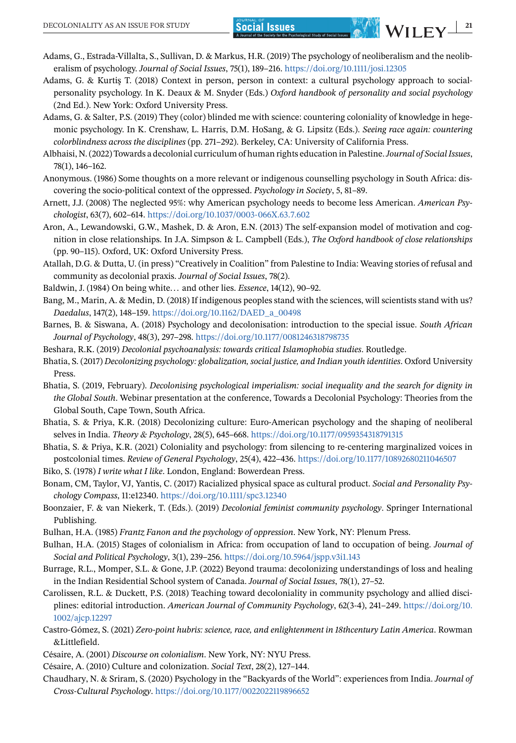Adams, G., Estrada-Villalta, S., Sullivan, D. & Markus, H.R. (2019) The psychology of neoliberalism and the neoliberalism of psychology. *Journal of Social Issues*, 75(1), 189–216. https://doi.org/10.1111/josi.12305

Adams, G. & Kurtiş T. (2018) Context in person, person in context: a cultural psychology approach to social-personality psychology. In K. Deaux & M. Snyder (Eds.) *Oxford handbook of personality and social psychology* (2nd Ed.). New York: Oxford University Press.

Adams, G. & Salter, P.S. (2019) They (color) blinded me with science: countering coloniality of knowledge in hegemonic psychology. In K. Crenshaw, L. Harris, D.M. HoSang, & G. Lipsitz (Eds.). *Seeing race again: countering colorblindness across the disciplines* (pp. 271–292). Berkeley, CA: University of California Press.

Albhaisi, N. (2022) Towards a decolonial curriculum of human rights education in Palestine. *Journal of Social Issues*, 78(1), 146–162.

Anonymous. (1986) Some thoughts on a more relevant or indigenous counselling psychology in South Africa: discovering the socio-political context of the oppressed. *Psychology in Society*, 5, 81–89.

Arnett, J.J. (2008) The neglected 95%: why American psychology needs to become less American. *American Psychologist*, 63(7), 602–614. https://doi.org/10.1037/0003-066X.63.7.602

Aron, A., Lewandowski, G.W., Mashek, D. & Aron, E.N. (2013) The self-expansion model of motivation and cognition in close relationships. In J.A. Simpson & L. Campbell (Eds.), *The Oxford handbook of close relationships* (pp. 90–115). Oxford, UK: Oxford University Press.

Atallah, D.G. & Dutta, U. (in press) "Creatively in Coalition" from Palestine to India: Weaving stories of refusal and community as decolonial praxis. *Journal of Social Issues*, 78(2).

Baldwin, J. (1984) On being white… and other lies. *Essence*, 14(12), 90–92.

Bang, M., Marin, A. & Medin, D. (2018) If indigenous peoples stand with the sciences, will scientists stand with us? *Daedalus*, 147(2), 148–159. https://doi.org/10.1162/DAED_a_00498

Barnes, B. & Siswana, A. (2018) Psychology and decolonisation: introduction to the special issue. *South African Journal of Psychology*, 48(3), 297–298. https://doi.org/10.1177/0081246318798735

Beshara, R.K. (2019) *Decolonial psychoanalysis: towards critical Islamophobia studies*. Routledge.

Bhatia, S. (2017) *Decolonizing psychology: globalization, social justice, and Indian youth identities*. Oxford University Press.

Bhatia, S. (2019, February). *Decolonising psychological imperialism: social inequality and the search for dignity in the Global South*. Webinar presentation at the conference, Towards a Decolonial Psychology: Theories from the Global South, Cape Town, South Africa.

Bhatia, S. & Priya, K.R. (2018) Decolonizing culture: Euro-American psychology and the shaping of neoliberal selves in India. *Theory & Psychology*, 28(5), 645–668. https://doi.org/10.1177/0959354318791315

Bhatia, S. & Priya, K.R. (2021) Coloniality and psychology: from silencing to re-centering marginalized voices in postcolonial times. *Review of General Psychology*, 25(4), 422–436. https://doi.org/10.1177/10892680211046507

Biko, S. (1978) *I write what I like*. London, England: Bowerdean Press.

Bonam, CM, Taylor, VJ, Yantis, C. (2017) Racialized physical space as cultural product. *Social and Personality Psychology Compass*, 11:e12340. https://doi.org/10.1111/spc3.12340

Boonzaier, F. & van Niekerk, T. (Eds.). (2019) *Decolonial feminist community psychology*. Springer International Publishing.

Bulhan, H.A. (1985) *Frantz Fanon and the psychology of oppression*. New York, NY: Plenum Press.

Bulhan, H.A. (2015) Stages of colonialism in Africa: from occupation of land to occupation of being. *Journal of Social and Political Psychology*, 3(1), 239–256. https://doi.org/10.5964/jspp.v3i1.143

Burrage, R.L., Momper, S.L. & Gone, J.P. (2022) Beyond trauma: decolonizing understandings of loss and healing in the Indian Residential School system of Canada. *Journal of Social Issues*, 78(1), 27–52.

Carolissen, R.L. & Duckett, P.S. (2018) Teaching toward decoloniality in community psychology and allied disciplines: editorial introduction. *American Journal of Community Psychology*, 62(3-4), 241–249. https://doi.org/10.1002/ajcp.12297

Castro-Gómez, S. (2021) *Zero-point hubris: science, race, and enlightenment in 18thcentury Latin America*. Rowman &Littlefield.

Césaire, A. (2001) *Discourse on colonialism*. New York, NY: NYU Press.

Césaire, A. (2010) Culture and colonization. *Social Text*, 28(2), 127–144.

Chaudhary, N. & Sriram, S. (2020) Psychology in the "Backyards of the World": experiences from India. *Journal of Cross-Cultural Psychology*. https://doi.org/10.1177/0022022119896652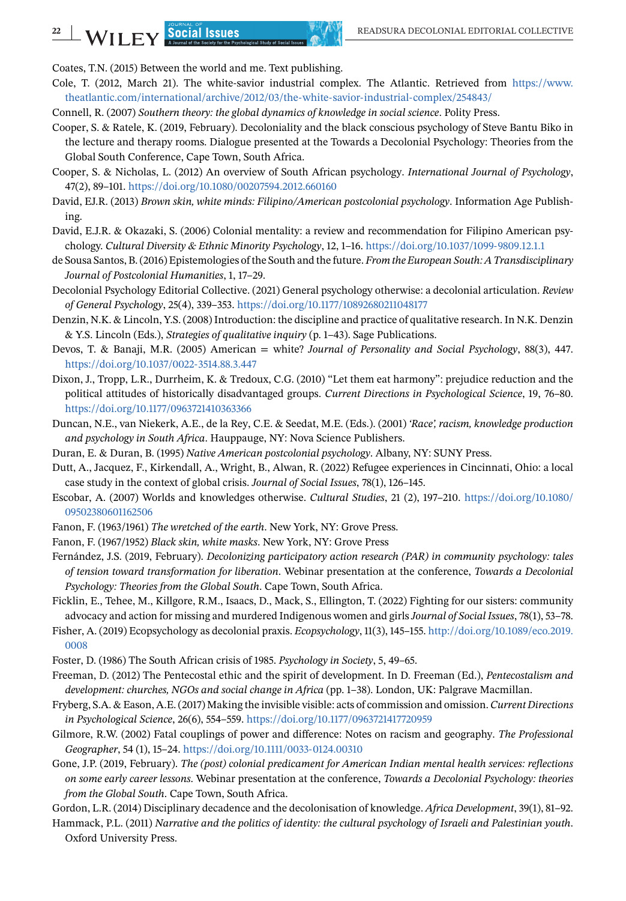Coates, T.N. (2015) Between the world and me. Text publishing.

Cole, T. (2012, March 21). The white-savior industrial complex. The Atlantic. Retrieved from https://www.theatlantic.com/international/archive/2012/03/the-white-savior-industrial-complex/254843/

Connell, R. (2007) *Southern theory: the global dynamics of knowledge in social science*. Polity Press.

Cooper, S. & Ratele, K. (2019, February). Decoloniality and the black conscious psychology of Steve Bantu Biko in the lecture and therapy rooms. Dialogue presented at the Towards a Decolonial Psychology: Theories from the Global South Conference, Cape Town, South Africa.

Cooper, S. & Nicholas, L. (2012) An overview of South African psychology. *International Journal of Psychology*, 47(2), 89–101. https://doi.org/10.1080/00207594.2012.660160

David, E.J.R. (2013) *Brown skin, white minds: Filipino/American postcolonial psychology*. Information Age Publishing.

David, E.J.R. & Okazaki, S. (2006) Colonial mentality: a review and recommendation for Filipino American psychology. *Cultural Diversity & Ethnic Minority Psychology*, 12, 1–16. https://doi.org/10.1037/1099-9809.12.1.1

de Sousa Santos, B. (2016) Epistemologies of the South and the future. *From the European South: A Transdisciplinary Journal of Postcolonial Humanities*, 1, 17–29.

Decolonial Psychology Editorial Collective. (2021) General psychology otherwise: a decolonial articulation. *Review of General Psychology*, 25(4), 339–353. https://doi.org/10.1177/10892680211048177

Denzin, N.K. & Lincoln, Y.S. (2008) Introduction: the discipline and practice of qualitative research. In N.K. Denzin & Y.S. Lincoln (Eds.), *Strategies of qualitative inquiry* (p. 1–43). Sage Publications.

Devos, T. & Banaji, M.R. (2005) American = white? *Journal of Personality and Social Psychology*, 88(3), 447. https://doi.org/10.1037/0022-3514.88.3.447

Dixon, J., Tropp, L.R., Durrheim, K. & Tredoux, C.G. (2010) "Let them eat harmony": prejudice reduction and the political attitudes of historically disadvantaged groups. *Current Directions in Psychological Science*, 19, 76–80. https://doi.org/10.1177/0963721410363366

Duncan, N.E., van Niekerk, A.E., de la Rey, C.E. & Seedat, M.E. (Eds.). (2001) *'Race', racism, knowledge production and psychology in South Africa*. Hauppauge, NY: Nova Science Publishers.

Duran, E. & Duran, B. (1995) *Native American postcolonial psychology*. Albany, NY: SUNY Press.

Dutt, A., Jacquez, F., Kirkendall, A., Wright, B., Alwan, R. (2022) Refugee experiences in Cincinnati, Ohio: a local case study in the context of global crisis. *Journal of Social Issues*, 78(1), 126–145.

Escobar, A. (2007) Worlds and knowledges otherwise. *Cultural Studies*, 21 (2), 197–210. https://doi.org/10.1080/09502380601162506

Fanon, F. (1963/1961) *The wretched of the earth*. New York, NY: Grove Press.

Fanon, F. (1967/1952) *Black skin, white masks*. New York, NY: Grove Press

Fernández, J.S. (2019, February). *Decolonizing participatory action research (PAR) in community psychology: tales of tension toward transformation for liberation*. Webinar presentation at the conference, *Towards a Decolonial Psychology: Theories from the Global South*. Cape Town, South Africa.

Ficklin, E., Tehee, M., Killgore, R.M., Isaacs, D., Mack, S., Ellington, T. (2022) Fighting for our sisters: community advocacy and action for missing and murdered Indigenous women and girls *Journal of Social Issues*, 78(1), 53–78.

Fisher, A. (2019) Ecopsychology as decolonial praxis. *Ecopsychology*, 11(3), 145–155. http://doi.org/10.1089/eco.2019.0008

Foster, D. (1986) The South African crisis of 1985. *Psychology in Society*, 5, 49–65.

Freeman, D. (2012) The Pentecostal ethic and the spirit of development. In D. Freeman (Ed.), *Pentecostalism and development: churches, NGOs and social change in Africa* (pp. 1–38). London, UK: Palgrave Macmillan.

Fryberg, S.A. & Eason, A.E. (2017) Making the invisible visible: acts of commission and omission. *Current Directions in Psychological Science*, 26(6), 554–559. https://doi.org/10.1177/0963721417720959

Gilmore, R.W. (2002) Fatal couplings of power and difference: Notes on racism and geography. *The Professional Geographer*, 54 (1), 15–24. https://doi.org/10.1111/0033-0124.00310

Gone, J.P. (2019, February). *The (post) colonial predicament for American Indian mental health services: reflections on some early career lessons*. Webinar presentation at the conference, *Towards a Decolonial Psychology: theories from the Global South*. Cape Town, South Africa.

Gordon, L.R. (2014) Disciplinary decadence and the decolonisation of knowledge. *Africa Development*, 39(1), 81–92.

Hammack, P.L. (2011) *Narrative and the politics of identity: the cultural psychology of Israeli and Palestinian youth*. Oxford University Press.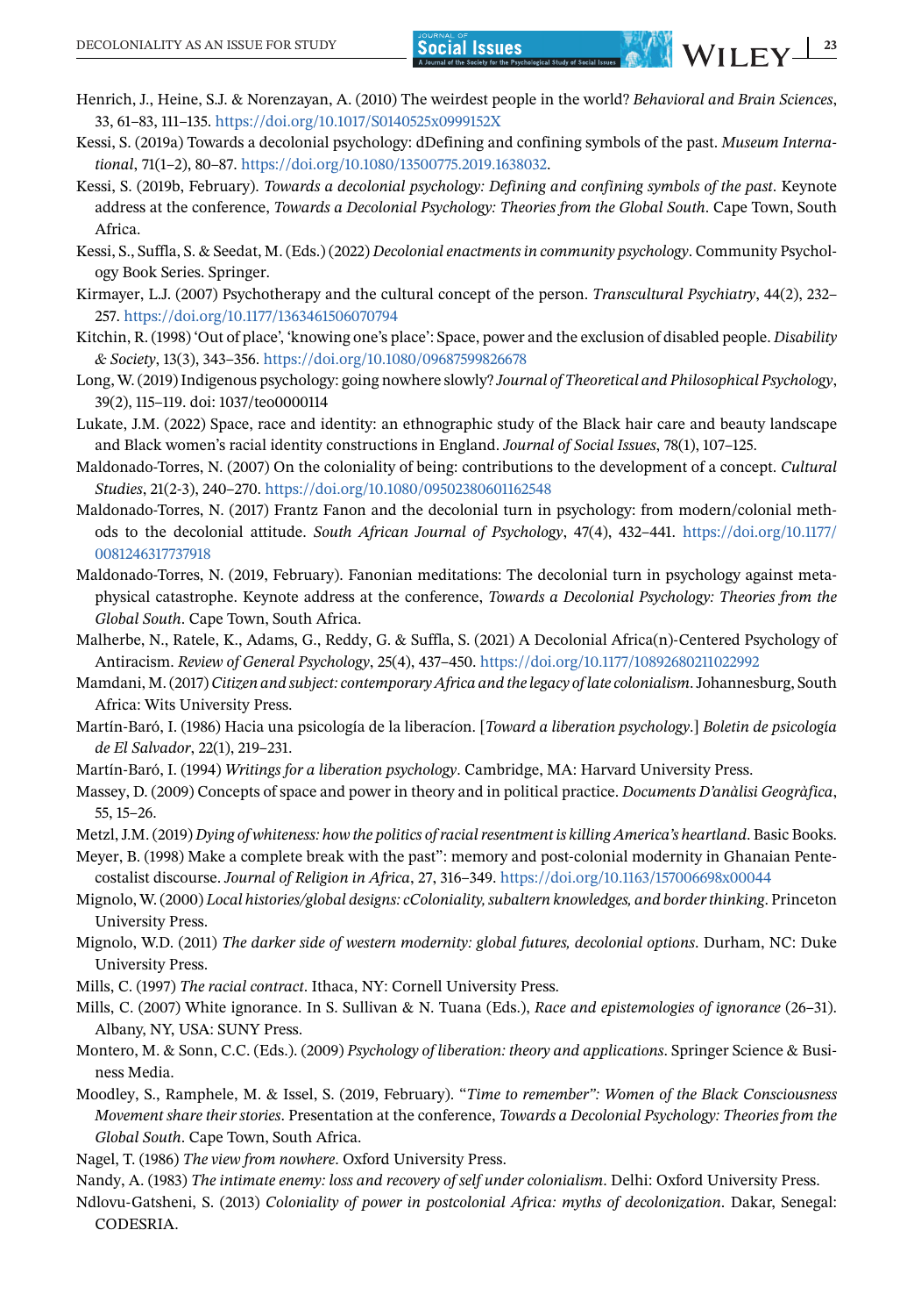Henrich, J., Heine, S.J. & Norenzayan, A. (2010) The weirdest people in the world? *Behavioral and Brain Sciences*, 33, 61–83, 111–135. https://doi.org/10.1017/S0140525x0999152X

Kessi, S. (2019a) Towards a decolonial psychology: dDefining and confining symbols of the past. *Museum International*, 71(1–2), 80–87. https://doi.org/10.1080/13500775.2019.1638032.

Kessi, S. (2019b, February). *Towards a decolonial psychology: Defining and confining symbols of the past*. Keynote address at the conference, *Towards a Decolonial Psychology: Theories from the Global South*. Cape Town, South Africa.

Kessi, S., Suffla, S. & Seedat, M. (Eds.) (2022) *Decolonial enactments in community psychology*. Community Psychology Book Series. Springer.

Kirmayer, L.J. (2007) Psychotherapy and the cultural concept of the person. *Transcultural Psychiatry*, 44(2), 232–257. https://doi.org/10.1177/1363461506070794

Kitchin, R. (1998) 'Out of place', 'knowing one's place': Space, power and the exclusion of disabled people. *Disability & Society*, 13(3), 343–356. https://doi.org/10.1080/09687599826678

Long, W. (2019) Indigenous psychology: going nowhere slowly? *Journal of Theoretical and Philosophical Psychology*, 39(2), 115–119. doi: 1037/teo0000114

Lukate, J.M. (2022) Space, race and identity: an ethnographic study of the Black hair care and beauty landscape and Black women's racial identity constructions in England. *Journal of Social Issues*, 78(1), 107–125.

Maldonado-Torres, N. (2007) On the coloniality of being: contributions to the development of a concept. *Cultural Studies*, 21(2-3), 240–270. https://doi.org/10.1080/09502380601162548

Maldonado-Torres, N. (2017) Frantz Fanon and the decolonial turn in psychology: from modern/colonial methods to the decolonial attitude. *South African Journal of Psychology*, 47(4), 432–441. https://doi.org/10.1177/0081246317737918

Maldonado-Torres, N. (2019, February). Fanonian meditations: The decolonial turn in psychology against metaphysical catastrophe. Keynote address at the conference, *Towards a Decolonial Psychology: Theories from the Global South*. Cape Town, South Africa.

Malherbe, N., Ratele, K., Adams, G., Reddy, G. & Suffla, S. (2021) A Decolonial Africa(n)-Centered Psychology of Antiracism. *Review of General Psychology*, 25(4), 437–450. https://doi.org/10.1177/10892680211022992

Mamdani, M. (2017) *Citizen and subject: contemporary Africa and the legacy of late colonialism*. Johannesburg, South Africa: Wits University Press.

Martín-Baró, I. (1986) Hacia una psicología de la liberacíon. [*Toward a liberation psychology*.] *Boletin de psicologia de El Salvador*, 22(1), 219–231.

Martín-Baró, I. (1994) *Writings for a liberation psychology*. Cambridge, MA: Harvard University Press.

Massey, D. (2009) Concepts of space and power in theory and in political practice. *Documents D'anàlisi Geogràfica*, 55, 15–26.

Metzl, J.M. (2019) *Dying of whiteness: how the politics of racial resentment is killing America's heartland*. Basic Books.

Meyer, B. (1998) Make a complete break with the past": memory and post-colonial modernity in Ghanaian Pentecostalist discourse. *Journal of Religion in Africa*, 27, 316–349. https://doi.org/10.1163/157006698x00044

Mignolo, W. (2000) *Local histories/global designs: cColoniality, subaltern knowledges, and border thinking*. Princeton University Press.

Mignolo, W.D. (2011) *The darker side of western modernity: global futures, decolonial options*. Durham, NC: Duke University Press.

Mills, C. (1997) *The racial contract*. Ithaca, NY: Cornell University Press.

Mills, C. (2007) White ignorance. In S. Sullivan & N. Tuana (Eds.), *Race and epistemologies of ignorance* (26–31). Albany, NY, USA: SUNY Press.

Montero, M. & Sonn, C.C. (Eds.). (2009) *Psychology of liberation: theory and applications*. Springer Science & Business Media.

Moodley, S., Ramphele, M. & Issel, S. (2019, February). "*Time to remember": Women of the Black Consciousness Movement share their stories*. Presentation at the conference, *Towards a Decolonial Psychology: Theories from the Global South*. Cape Town, South Africa.

Nagel, T. (1986) *The view from nowhere*. Oxford University Press.

Nandy, A. (1983) *The intimate enemy: loss and recovery of self under colonialism*. Delhi: Oxford University Press.

Ndlovu-Gatsheni, S. (2013) *Coloniality of power in postcolonial Africa: myths of decolonization*. Dakar, Senegal: CODESRIA.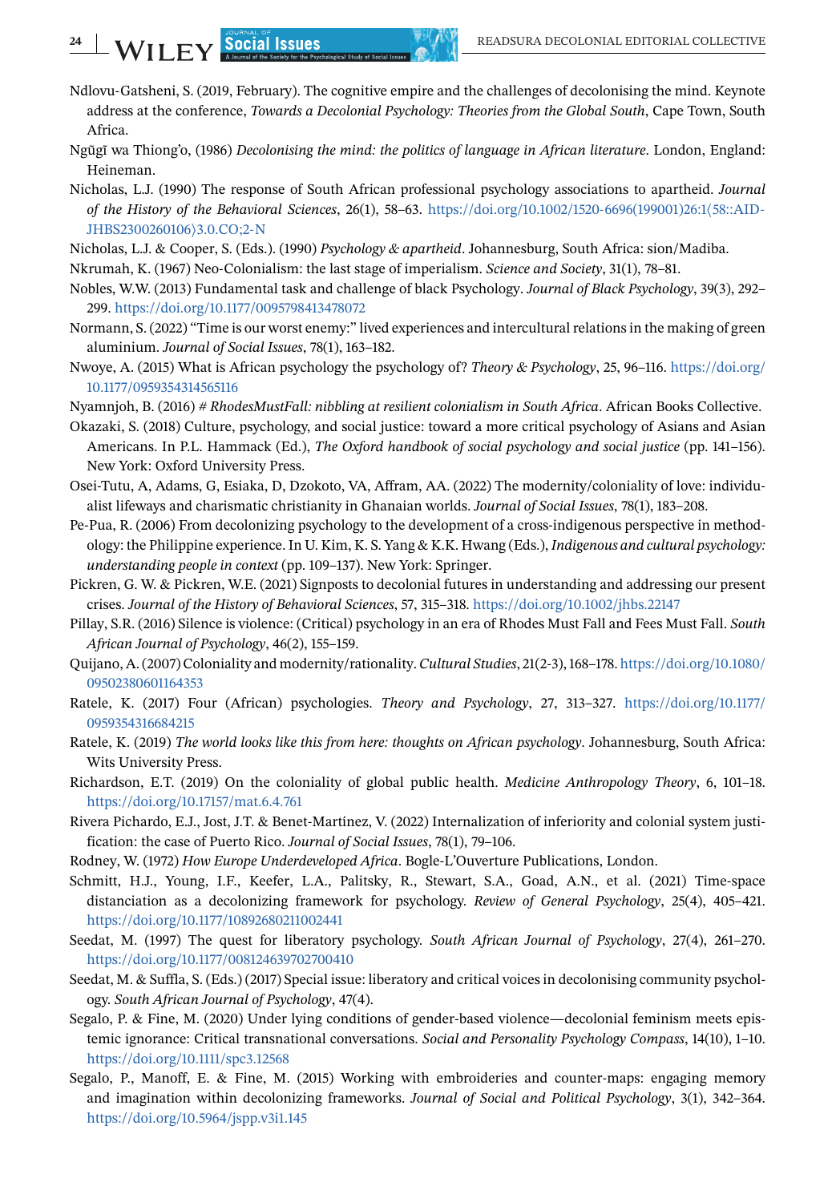Ndlovu-Gatsheni, S. (2019, February). The cognitive empire and the challenges of decolonising the mind. Keynote address at the conference, *Towards a Decolonial Psychology: Theories from the Global South*, Cape Town, South Africa.

Ngũgĩ wa Thiong'o, (1986) *Decolonising the mind: the politics of language in African literature*. London, England: Heineman.

Nicholas, L.J. (1990) The response of South African professional psychology associations to apartheid. *Journal of the History of the Behavioral Sciences*, 26(1), 58–63. https://doi.org/10.1002/1520-6696(199001)26:1⟨58::AID-JHBS2300260106⟩3.0.CO;2-N

Nicholas, L.J. & Cooper, S. (Eds.). (1990) *Psychology & apartheid*. Johannesburg, South Africa: sion/Madiba.

Nkrumah, K. (1967) Neo-Colonialism: the last stage of imperialism. *Science and Society*, 31(1), 78–81.

Nobles, W.W. (2013) Fundamental task and challenge of black Psychology. *Journal of Black Psychology*, 39(3), 292–299. https://doi.org/10.1177/0095798413478072

Normann, S. (2022) "Time is our worst enemy:" lived experiences and intercultural relations in the making of green aluminium. *Journal of Social Issues*, 78(1), 163–182.

Nwoye, A. (2015) What is African psychology the psychology of? *Theory & Psychology*, 25, 96–116. https://doi.org/10.1177/0959354314565116

Nyamnjoh, B. (2016) *# RhodesMustFall: nibbling at resilient colonialism in South Africa*. African Books Collective.

Okazaki, S. (2018) Culture, psychology, and social justice: toward a more critical psychology of Asians and Asian Americans. In P.L. Hammack (Ed.), *The Oxford handbook of social psychology and social justice* (pp. 141–156). New York: Oxford University Press.

Osei-Tutu, A, Adams, G, Esiaka, D, Dzokoto, VA, Affram, AA. (2022) The modernity/coloniality of love: individualist lifeways and charismatic christianity in Ghanaian worlds. *Journal of Social Issues*, 78(1), 183–208.

Pe-Pua, R. (2006) From decolonizing psychology to the development of a cross-indigenous perspective in methodology: the Philippine experience. In U. Kim, K. S. Yang & K.K. Hwang (Eds.), *Indigenous and cultural psychology: understanding people in context* (pp. 109–137). New York: Springer.

Pickren, G. W. & Pickren, W.E. (2021) Signposts to decolonial futures in understanding and addressing our present crises. *Journal of the History of Behavioral Sciences*, 57, 315–318. https://doi.org/10.1002/jhbs.22147

Pillay, S.R. (2016) Silence is violence: (Critical) psychology in an era of Rhodes Must Fall and Fees Must Fall. *South African Journal of Psychology*, 46(2), 155–159.

Quijano, A. (2007) Coloniality and modernity/rationality. *Cultural Studies*, 21(2-3), 168–178. https://doi.org/10.1080/09502380601164353

Ratele, K. (2017) Four (African) psychologies. *Theory and Psychology*, 27, 313–327. https://doi.org/10.1177/0959354316684215

Ratele, K. (2019) *The world looks like this from here: thoughts on African psychology*. Johannesburg, South Africa: Wits University Press.

Richardson, E.T. (2019) On the coloniality of global public health. *Medicine Anthropology Theory*, 6, 101–18. https://doi.org/10.17157/mat.6.4.761

Rivera Pichardo, E.J., Jost, J.T. & Benet-Martínez, V. (2022) Internalization of inferiority and colonial system justification: the case of Puerto Rico. *Journal of Social Issues*, 78(1), 79–106.

Rodney, W. (1972) *How Europe Underdeveloped Africa*. Bogle-L'Ouverture Publications, London.

Schmitt, H.J., Young, I.F., Keefer, L.A., Palitsky, R., Stewart, S.A., Goad, A.N., et al. (2021) Time-space distanciation as a decolonizing framework for psychology. *Review of General Psychology*, 25(4), 405–421. https://doi.org/10.1177/10892680211002441

Seedat, M. (1997) The quest for liberatory psychology. *South African Journal of Psychology*, 27(4), 261–270. https://doi.org/10.1177/008124639702700410

Seedat, M. & Suffla, S. (Eds.) (2017) Special issue: liberatory and critical voices in decolonising community psychology. *South African Journal of Psychology*, 47(4).

Segalo, P. & Fine, M. (2020) Under lying conditions of gender-based violence—decolonial feminism meets epistemic ignorance: Critical transnational conversations. *Social and Personality Psychology Compass*, 14(10), 1–10. https://doi.org/10.1111/spc3.12568

Segalo, P., Manoff, E. & Fine, M. (2015) Working with embroideries and counter-maps: engaging memory and imagination within decolonizing frameworks. *Journal of Social and Political Psychology*, 3(1), 342–364. https://doi.org/10.5964/jspp.v3i1.145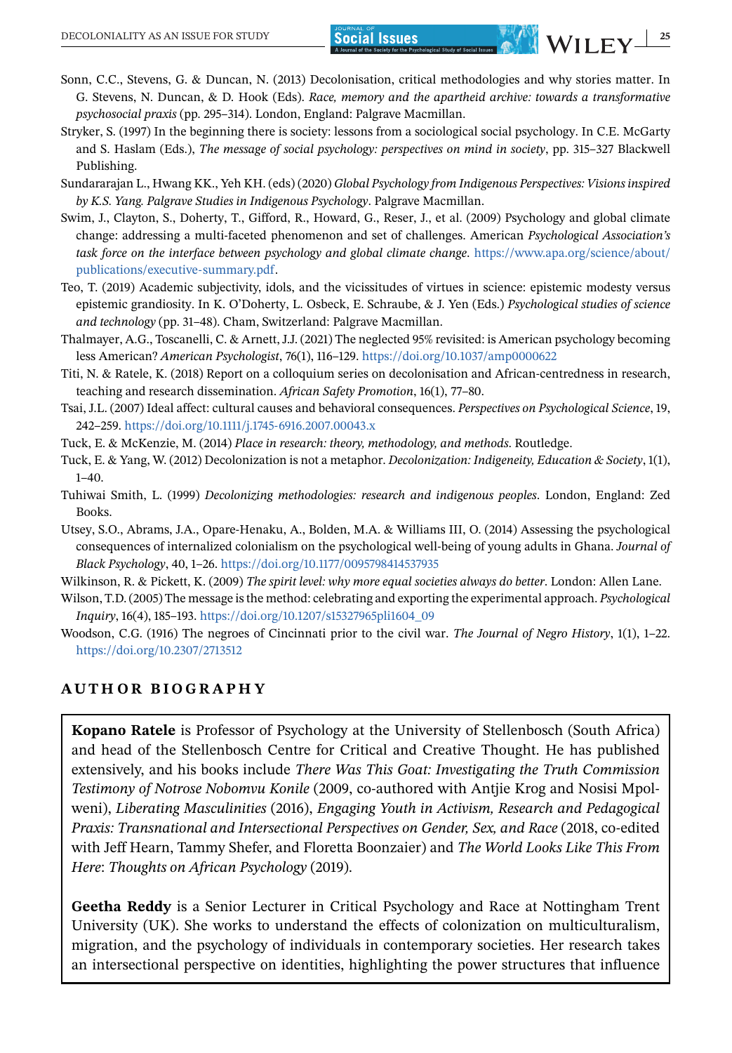Sonn, C.C., Stevens, G. & Duncan, N. (2013) Decolonisation, critical methodologies and why stories matter. In G. Stevens, N. Duncan, & D. Hook (Eds). *Race, memory and the apartheid archive: towards a transformative psychosocial praxis* (pp. 295–314). London, England: Palgrave Macmillan.

Stryker, S. (1997) In the beginning there is society: lessons from a sociological social psychology. In C.E. McGarty and S. Haslam (Eds.), *The message of social psychology: perspectives on mind in society*, pp. 315–327 Blackwell Publishing.

Sundararajan L., Hwang KK., Yeh KH. (eds) (2020) *Global Psychology from Indigenous Perspectives: Visions inspired by K.S. Yang. Palgrave Studies in Indigenous Psychology*. Palgrave Macmillan.

Swim, J., Clayton, S., Doherty, T., Gifford, R., Howard, G., Reser, J., et al. (2009) Psychology and global climate change: addressing a multi-faceted phenomenon and set of challenges. American *Psychological Association's task force on the interface between psychology and global climate change*. https://www.apa.org/science/about/publications/executive-summary.pdf.

Teo, T. (2019) Academic subjectivity, idols, and the vicissitudes of virtues in science: epistemic modesty versus epistemic grandiosity. In K. O'Doherty, L. Osbeck, E. Schraube, & J. Yen (Eds.) *Psychological studies of science and technology* (pp. 31–48). Cham, Switzerland: Palgrave Macmillan.

Thalmayer, A.G., Toscanelli, C. & Arnett, J.J. (2021) The neglected 95% revisited: is American psychology becoming less American? *American Psychologist*, 76(1), 116–129. https://doi.org/10.1037/amp0000622

Titi, N. & Ratele, K. (2018) Report on a colloquium series on decolonisation and African-centredness in research, teaching and research dissemination. *African Safety Promotion*, 16(1), 77–80.

Tsai, J.L. (2007) Ideal affect: cultural causes and behavioral consequences. *Perspectives on Psychological Science*, 19, 242–259. https://doi.org/10.1111/j.1745-6916.2007.00043.x

Tuck, E. & McKenzie, M. (2014) *Place in research: theory, methodology, and methods*. Routledge.

Tuck, E. & Yang, W. (2012) Decolonization is not a metaphor. *Decolonization: Indigeneity, Education & Society*, 1(1), 1–40.

Tuhiwai Smith, L. (1999) *Decolonizing methodologies: research and indigenous peoples*. London, England: Zed Books.

Utsey, S.O., Abrams, J.A., Opare-Henaku, A., Bolden, M.A. & Williams III, O. (2014) Assessing the psychological consequences of internalized colonialism on the psychological well-being of young adults in Ghana. *Journal of Black Psychology*, 40, 1–26. https://doi.org/10.1177/0095798414537935

Wilkinson, R. & Pickett, K. (2009) *The spirit level: why more equal societies always do better*. London: Allen Lane.

Wilson, T.D. (2005) The message is the method: celebrating and exporting the experimental approach. *Psychological Inquiry*, 16(4), 185–193. https://doi.org/10.1207/s15327965pli1604_09

Woodson, C.G. (1916) The negroes of Cincinnati prior to the civil war. *The Journal of Negro History*, 1(1), 1–22. https://doi.org/10.2307/2713512

## AUTHOR BIOGRAPHY

**Kopano Ratele** is Professor of Psychology at the University of Stellenbosch (South Africa) and head of the Stellenbosch Centre for Critical and Creative Thought. He has published extensively, and his books include *There Was This Goat: Investigating the Truth Commission Testimony of Notrose Nobomvu Konile* (2009, co-authored with Antjie Krog and Nosisi Mpolweni), *Liberating Masculinities* (2016), *Engaging Youth in Activism, Research and Pedagogical Praxis: Transnational and Intersectional Perspectives on Gender, Sex, and Race* (2018, co-edited with Jeff Hearn, Tammy Shefer, and Floretta Boonzaier) and *The World Looks Like This From Here*: *Thoughts on African Psychology* (2019).

**Geetha Reddy** is a Senior Lecturer in Critical Psychology and Race at Nottingham Trent University (UK). She works to understand the effects of colonization on multiculturalism, migration, and the psychology of individuals in contemporary societies. Her research takes an intersectional perspective on identities, highlighting the power structures that influence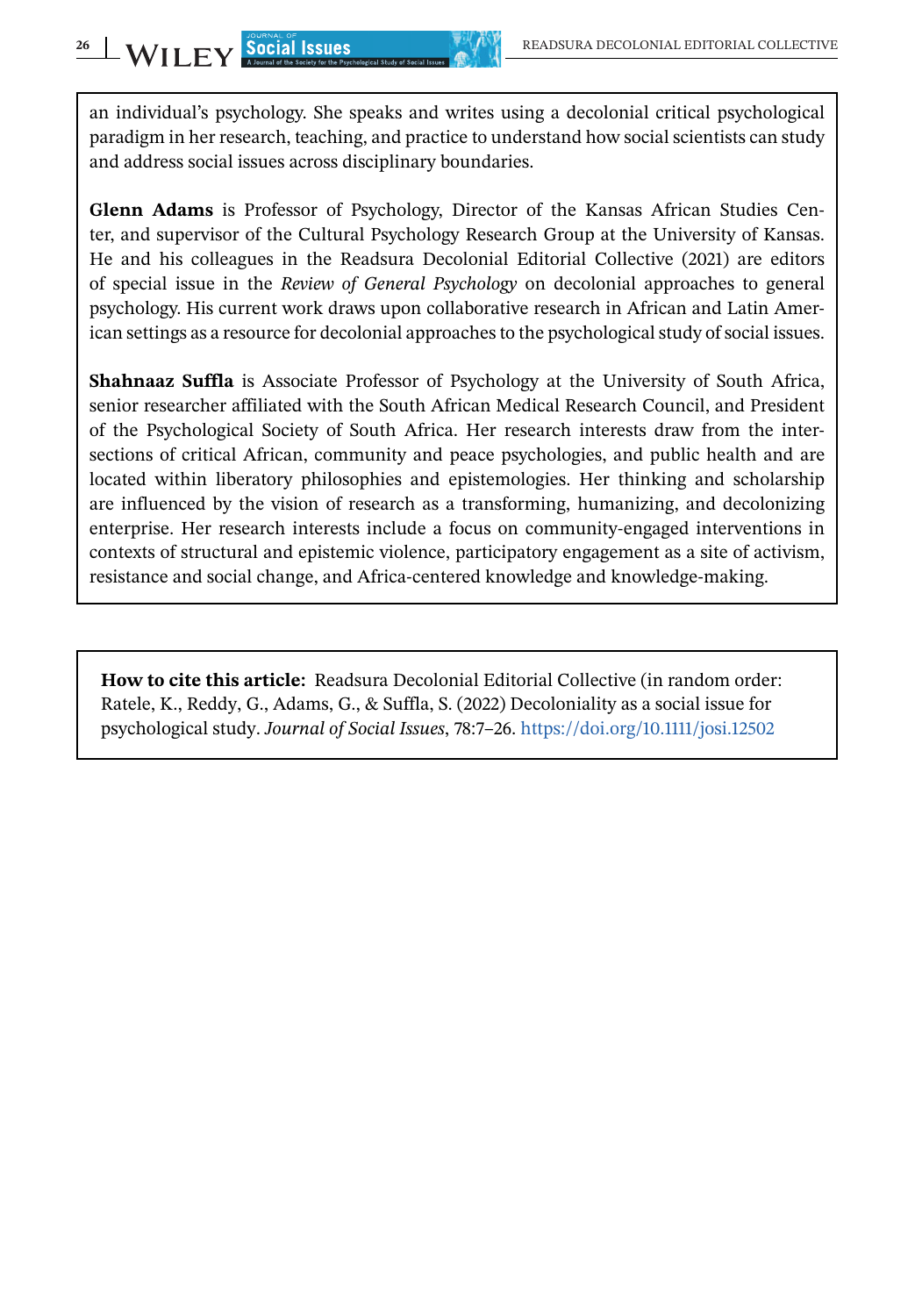an individual's psychology. She speaks and writes using a decolonial critical psychological paradigm in her research, teaching, and practice to understand how social scientists can study and address social issues across disciplinary boundaries.

**Glenn Adams** is Professor of Psychology, Director of the Kansas African Studies Center, and supervisor of the Cultural Psychology Research Group at the University of Kansas. He and his colleagues in the Readsura Decolonial Editorial Collective (2021) are editors of special issue in the *Review of General Psychology* on decolonial approaches to general psychology. His current work draws upon collaborative research in African and Latin American settings as a resource for decolonial approaches to the psychological study of social issues.

**Shahnaaz Suffla** is Associate Professor of Psychology at the University of South Africa, senior researcher affiliated with the South African Medical Research Council, and President of the Psychological Society of South Africa. Her research interests draw from the intersections of critical African, community and peace psychologies, and public health and are located within liberatory philosophies and epistemologies. Her thinking and scholarship are influenced by the vision of research as a transforming, humanizing, and decolonizing enterprise. Her research interests include a focus on community-engaged interventions in contexts of structural and epistemic violence, participatory engagement as a site of activism, resistance and social change, and Africa-centered knowledge and knowledge-making.

**How to cite this article:** Readsura Decolonial Editorial Collective (in random order: Ratele, K., Reddy, G., Adams, G., & Suffla, S. (2022) Decoloniality as a social issue for psychological study. *Journal of Social Issues*, 78:7–26. https://doi.org/10.1111/josi.12502